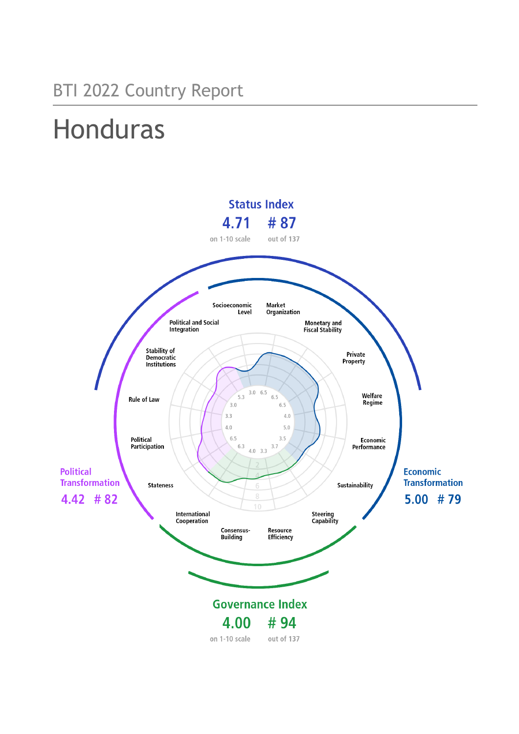BTI 2022 Country Report

# Honduras

## Status Index

**4.71** on 1-10 scale

**# 87** out of 137

## Political Transformation

**4.42 # 82**

## Economic Transformation

**5.00 # 79**

## Governance Index

**4.00** on 1-10 scale

**# 94** out of 137

| Criterion | Score |
|---|---|
| Stateness | 6.3 |
| Political Participation | 6.5 |
| Rule of Law | 4.0 |
| Stability of Democratic Institutions | 3.3 |
| Political and Social Integration | 3.0 |
| Socioeconomic Level | 3.0 |
| Market Organization | 5.3 |
| Monetary and Fiscal Stability | 6.5 |
| Private Property | 6.5 |
| Welfare Regime | 4.0 |
| Economic Performance | 5.0 |
| Sustainability | 3.5 |
| Steering Capability | 3.7 |
| Resource Efficiency | 3.3 |
| Consensus-Building | 4.0 |
| International Cooperation | 6.5 |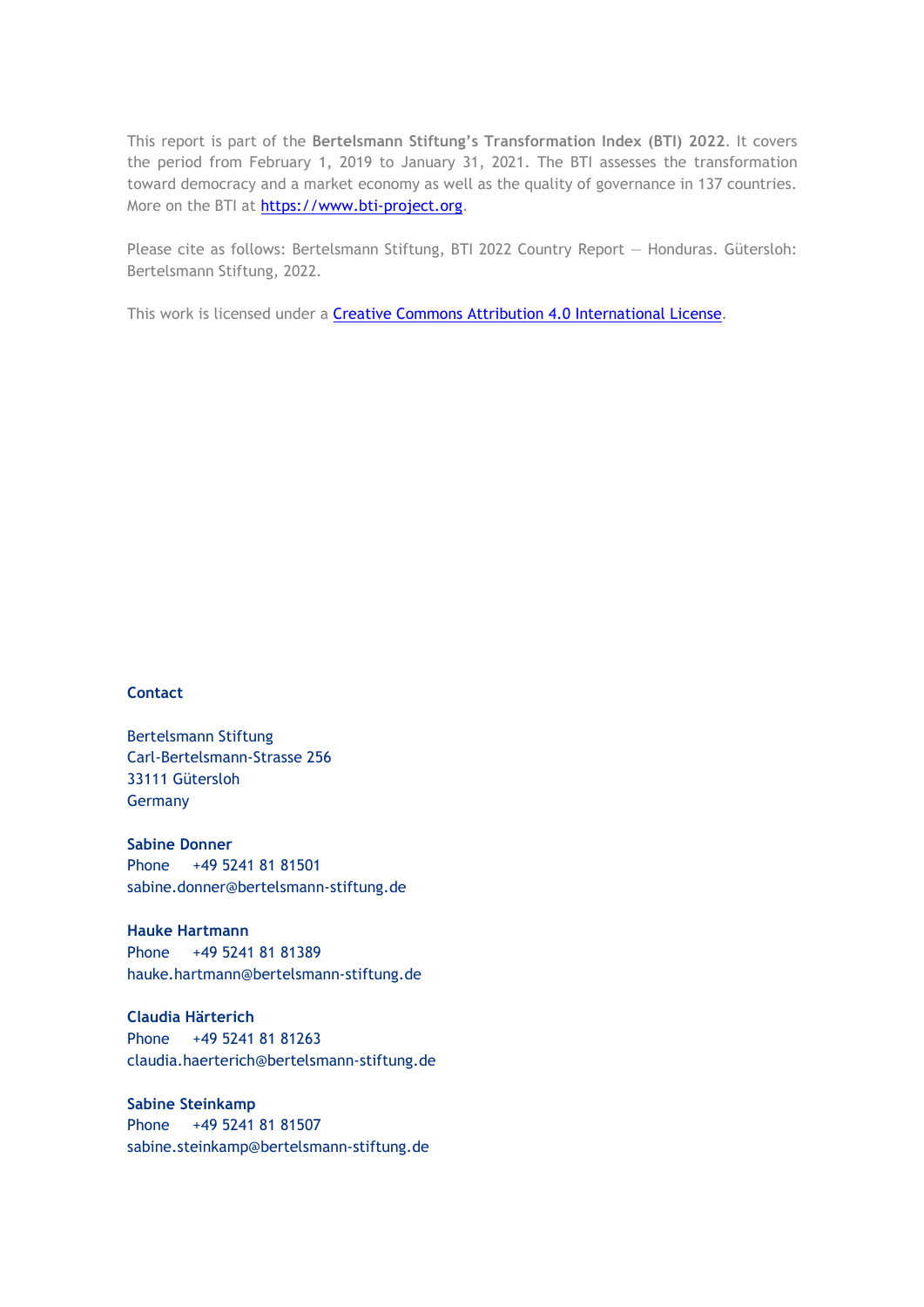This report is part of the **Bertelsmann Stiftung's Transformation Index (BTI) 2022**. It covers the period from February 1, 2019 to January 31, 2021. The BTI assesses the transformation toward democracy and a market economy as well as the quality of governance in 137 countries. More on the BTI at [https://www.bti-project.org](https://www.bti-project.org).

Please cite as follows: Bertelsmann Stiftung, BTI 2022 Country Report — Honduras. Gütersloh: Bertelsmann Stiftung, 2022.

This work is licensed under a [Creative Commons Attribution 4.0 International License](https://creativecommons.org/licenses/by/4.0/).

**Contact**

Bertelsmann Stiftung
Carl-Bertelsmann-Strasse 256
33111 Gütersloh
Germany

**Sabine Donner**
Phone +49 5241 81 81501
sabine.donner@bertelsmann-stiftung.de

**Hauke Hartmann**
Phone +49 5241 81 81389
hauke.hartmann@bertelsmann-stiftung.de

**Claudia Härterich**
Phone +49 5241 81 81263
claudia.haerterich@bertelsmann-stiftung.de

**Sabine Steinkamp**
Phone +49 5241 81 81507
sabine.steinkamp@bertelsmann-stiftung.de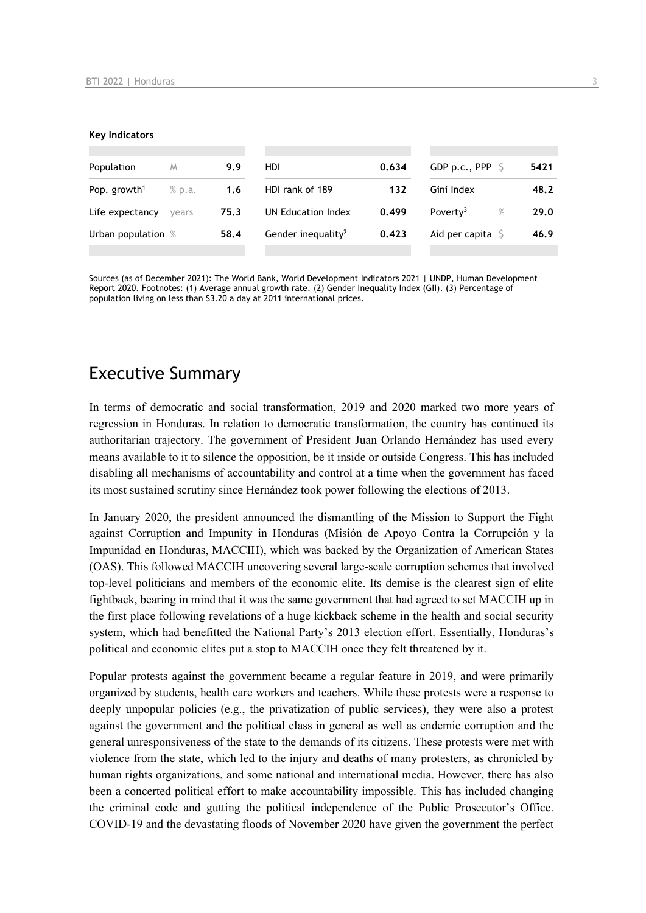**Key Indicators**

| Population | M | 9.9 | HDI | 0.634 | GDP p.c., PPP | $ | 5421 |
|---|---|---|---|---|---|---|---|
| Pop. growth[1] | % p.a. | 1.6 | HDI rank of 189 | 132 | Gini Index | | 48.2 |
| Life expectancy | years | 75.3 | UN Education Index | 0.499 | Poverty[3] | % | 29.0 |
| Urban population | % | 58.4 | Gender inequality[2] | 0.423 | Aid per capita | $ | 46.9 |

Sources (as of December 2021): The World Bank, World Development Indicators 2021 | UNDP, Human Development Report 2020. Footnotes: (1) Average annual growth rate. (2) Gender Inequality Index (GII). (3) Percentage of population living on less than $3.20 a day at 2011 international prices.

# Executive Summary

In terms of democratic and social transformation, 2019 and 2020 marked two more years of regression in Honduras. In relation to democratic transformation, the country has continued its authoritarian trajectory. The government of President Juan Orlando Hernández has used every means available to it to silence the opposition, be it inside or outside Congress. This has included disabling all mechanisms of accountability and control at a time when the government has faced its most sustained scrutiny since Hernández took power following the elections of 2013.

In January 2020, the president announced the dismantling of the Mission to Support the Fight against Corruption and Impunity in Honduras (Misión de Apoyo Contra la Corrupción y la Impunidad en Honduras, MACCIH), which was backed by the Organization of American States (OAS). This followed MACCIH uncovering several large-scale corruption schemes that involved top-level politicians and members of the economic elite. Its demise is the clearest sign of elite fightback, bearing in mind that it was the same government that had agreed to set MACCIH up in the first place following revelations of a huge kickback scheme in the health and social security system, which had benefitted the National Party's 2013 election effort. Essentially, Honduras's political and economic elites put a stop to MACCIH once they felt threatened by it.

Popular protests against the government became a regular feature in 2019, and were primarily organized by students, health care workers and teachers. While these protests were a response to deeply unpopular policies (e.g., the privatization of public services), they were also a protest against the government and the political class in general as well as endemic corruption and the general unresponsiveness of the state to the demands of its citizens. These protests were met with violence from the state, which led to the injury and deaths of many protesters, as chronicled by human rights organizations, and some national and international media. However, there has also been a concerted political effort to make accountability impossible. This has included changing the criminal code and gutting the political independence of the Public Prosecutor's Office. COVID-19 and the devastating floods of November 2020 have given the government the perfect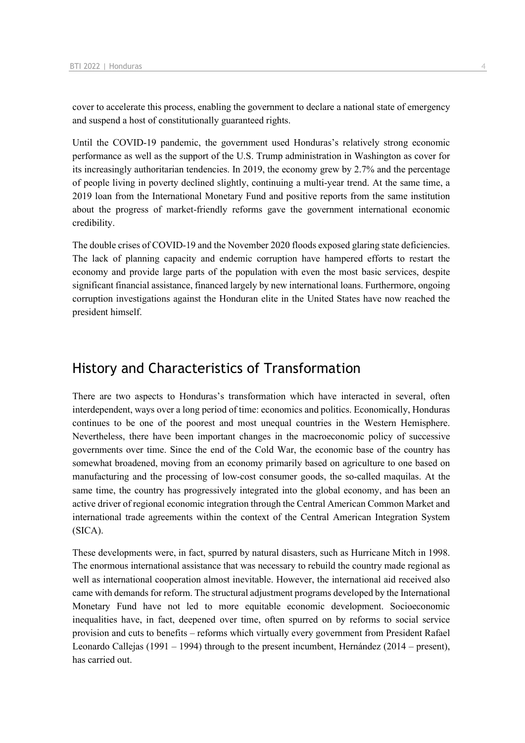cover to accelerate this process, enabling the government to declare a national state of emergency and suspend a host of constitutionally guaranteed rights.

Until the COVID-19 pandemic, the government used Honduras's relatively strong economic performance as well as the support of the U.S. Trump administration in Washington as cover for its increasingly authoritarian tendencies. In 2019, the economy grew by 2.7% and the percentage of people living in poverty declined slightly, continuing a multi-year trend. At the same time, a 2019 loan from the International Monetary Fund and positive reports from the same institution about the progress of market-friendly reforms gave the government international economic credibility.

The double crises of COVID-19 and the November 2020 floods exposed glaring state deficiencies. The lack of planning capacity and endemic corruption have hampered efforts to restart the economy and provide large parts of the population with even the most basic services, despite significant financial assistance, financed largely by new international loans. Furthermore, ongoing corruption investigations against the Honduran elite in the United States have now reached the president himself.

## History and Characteristics of Transformation

There are two aspects to Honduras's transformation which have interacted in several, often interdependent, ways over a long period of time: economics and politics. Economically, Honduras continues to be one of the poorest and most unequal countries in the Western Hemisphere. Nevertheless, there have been important changes in the macroeconomic policy of successive governments over time. Since the end of the Cold War, the economic base of the country has somewhat broadened, moving from an economy primarily based on agriculture to one based on manufacturing and the processing of low-cost consumer goods, the so-called maquilas. At the same time, the country has progressively integrated into the global economy, and has been an active driver of regional economic integration through the Central American Common Market and international trade agreements within the context of the Central American Integration System (SICA).

These developments were, in fact, spurred by natural disasters, such as Hurricane Mitch in 1998. The enormous international assistance that was necessary to rebuild the country made regional as well as international cooperation almost inevitable. However, the international aid received also came with demands for reform. The structural adjustment programs developed by the International Monetary Fund have not led to more equitable economic development. Socioeconomic inequalities have, in fact, deepened over time, often spurred on by reforms to social service provision and cuts to benefits – reforms which virtually every government from President Rafael Leonardo Callejas (1991 – 1994) through to the present incumbent, Hernández (2014 – present), has carried out.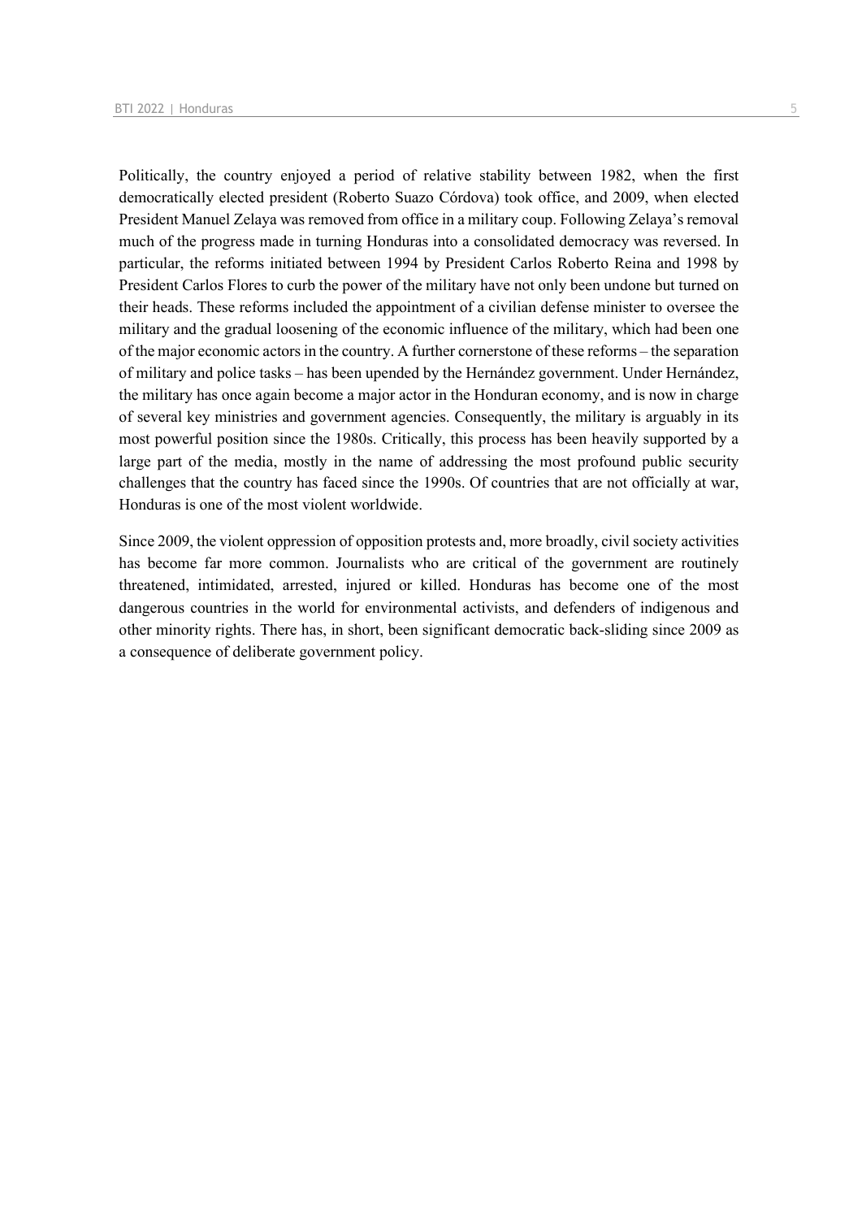Politically, the country enjoyed a period of relative stability between 1982, when the first democratically elected president (Roberto Suazo Córdova) took office, and 2009, when elected President Manuel Zelaya was removed from office in a military coup. Following Zelaya's removal much of the progress made in turning Honduras into a consolidated democracy was reversed. In particular, the reforms initiated between 1994 by President Carlos Roberto Reina and 1998 by President Carlos Flores to curb the power of the military have not only been undone but turned on their heads. These reforms included the appointment of a civilian defense minister to oversee the military and the gradual loosening of the economic influence of the military, which had been one of the major economic actors in the country. A further cornerstone of these reforms – the separation of military and police tasks – has been upended by the Hernández government. Under Hernández, the military has once again become a major actor in the Honduran economy, and is now in charge of several key ministries and government agencies. Consequently, the military is arguably in its most powerful position since the 1980s. Critically, this process has been heavily supported by a large part of the media, mostly in the name of addressing the most profound public security challenges that the country has faced since the 1990s. Of countries that are not officially at war, Honduras is one of the most violent worldwide.

Since 2009, the violent oppression of opposition protests and, more broadly, civil society activities has become far more common. Journalists who are critical of the government are routinely threatened, intimidated, arrested, injured or killed. Honduras has become one of the most dangerous countries in the world for environmental activists, and defenders of indigenous and other minority rights. There has, in short, been significant democratic back-sliding since 2009 as a consequence of deliberate government policy.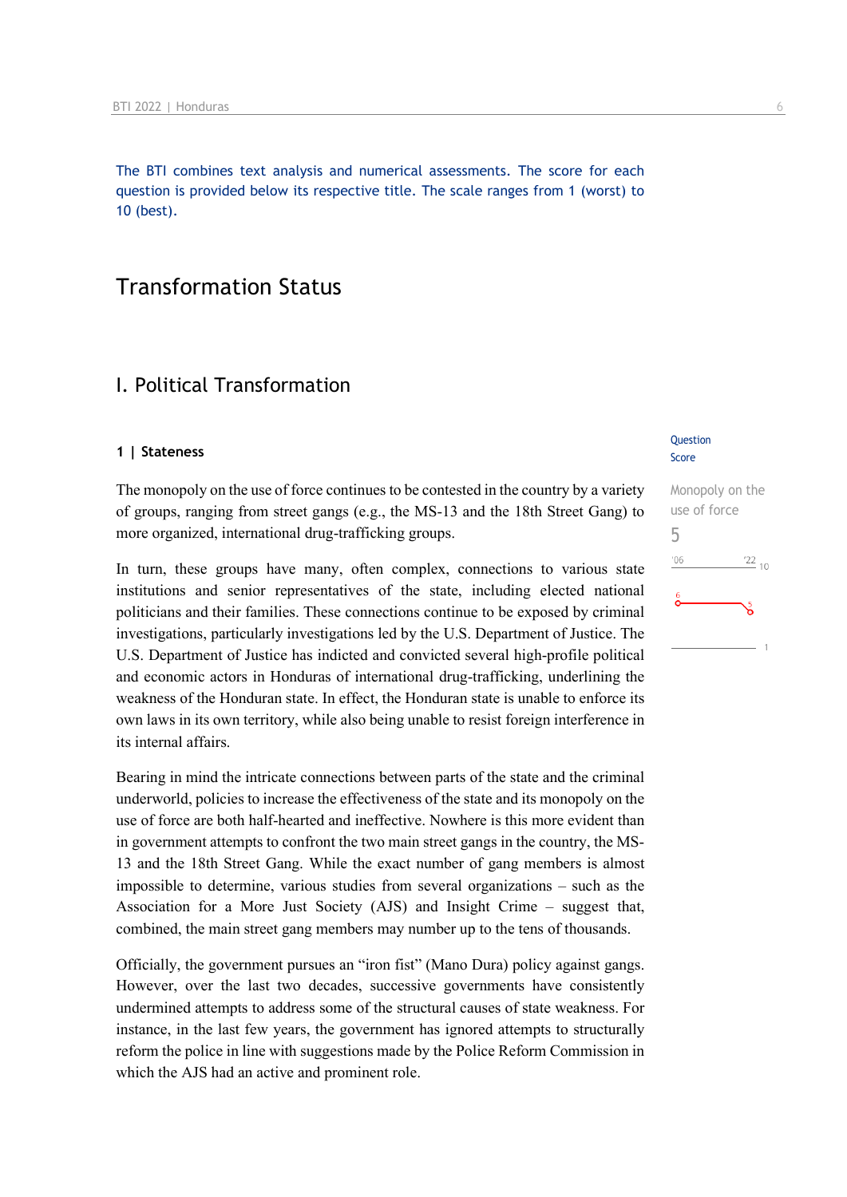The BTI combines text analysis and numerical assessments. The score for each question is provided below its respective title. The scale ranges from 1 (worst) to 10 (best).

# Transformation Status

## I. Political Transformation

### 1 | Stateness

Question Score

Monopoly on the use of force

5

The monopoly on the use of force continues to be contested in the country by a variety of groups, ranging from street gangs (e.g., the MS-13 and the 18th Street Gang) to more organized, international drug-trafficking groups.

In turn, these groups have many, often complex, connections to various state institutions and senior representatives of the state, including elected national politicians and their families. These connections continue to be exposed by criminal investigations, particularly investigations led by the U.S. Department of Justice. The U.S. Department of Justice has indicted and convicted several high-profile political and economic actors in Honduras of international drug-trafficking, underlining the weakness of the Honduran state. In effect, the Honduran state is unable to enforce its own laws in its own territory, while also being unable to resist foreign interference in its internal affairs.

Bearing in mind the intricate connections between parts of the state and the criminal underworld, policies to increase the effectiveness of the state and its monopoly on the use of force are both half-hearted and ineffective. Nowhere is this more evident than in government attempts to confront the two main street gangs in the country, the MS-13 and the 18th Street Gang. While the exact number of gang members is almost impossible to determine, various studies from several organizations – such as the Association for a More Just Society (AJS) and Insight Crime – suggest that, combined, the main street gang members may number up to the tens of thousands.

Officially, the government pursues an "iron fist" (Mano Dura) policy against gangs. However, over the last two decades, successive governments have consistently undermined attempts to address some of the structural causes of state weakness. For instance, in the last few years, the government has ignored attempts to structurally reform the police in line with suggestions made by the Police Reform Commission in which the AJS had an active and prominent role.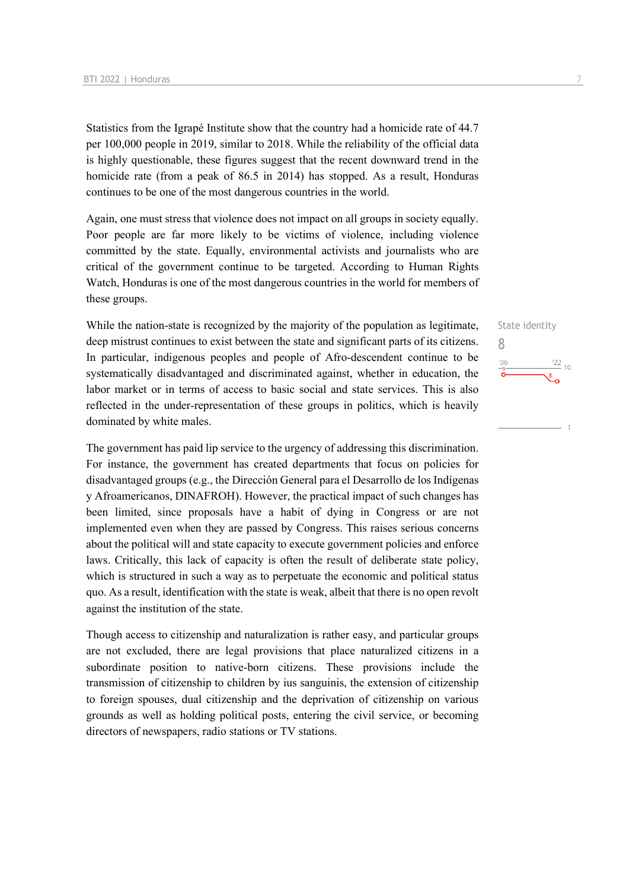Statistics from the Igrapé Institute show that the country had a homicide rate of 44.7 per 100,000 people in 2019, similar to 2018. While the reliability of the official data is highly questionable, these figures suggest that the recent downward trend in the homicide rate (from a peak of 86.5 in 2014) has stopped. As a result, Honduras continues to be one of the most dangerous countries in the world.

Again, one must stress that violence does not impact on all groups in society equally. Poor people are far more likely to be victims of violence, including violence committed by the state. Equally, environmental activists and journalists who are critical of the government continue to be targeted. According to Human Rights Watch, Honduras is one of the most dangerous countries in the world for members of these groups.

State identity
8

While the nation-state is recognized by the majority of the population as legitimate, deep mistrust continues to exist between the state and significant parts of its citizens. In particular, indigenous peoples and people of Afro-descendent continue to be systematically disadvantaged and discriminated against, whether in education, the labor market or in terms of access to basic social and state services. This is also reflected in the under-representation of these groups in politics, which is heavily dominated by white males.

The government has paid lip service to the urgency of addressing this discrimination. For instance, the government has created departments that focus on policies for disadvantaged groups (e.g., the Dirección General para el Desarrollo de los Indígenas y Afroamericanos, DINAFROH). However, the practical impact of such changes has been limited, since proposals have a habit of dying in Congress or are not implemented even when they are passed by Congress. This raises serious concerns about the political will and state capacity to execute government policies and enforce laws. Critically, this lack of capacity is often the result of deliberate state policy, which is structured in such a way as to perpetuate the economic and political status quo. As a result, identification with the state is weak, albeit that there is no open revolt against the institution of the state.

Though access to citizenship and naturalization is rather easy, and particular groups are not excluded, there are legal provisions that place naturalized citizens in a subordinate position to native-born citizens. These provisions include the transmission of citizenship to children by ius sanguinis, the extension of citizenship to foreign spouses, dual citizenship and the deprivation of citizenship on various grounds as well as holding political posts, entering the civil service, or becoming directors of newspapers, radio stations or TV stations.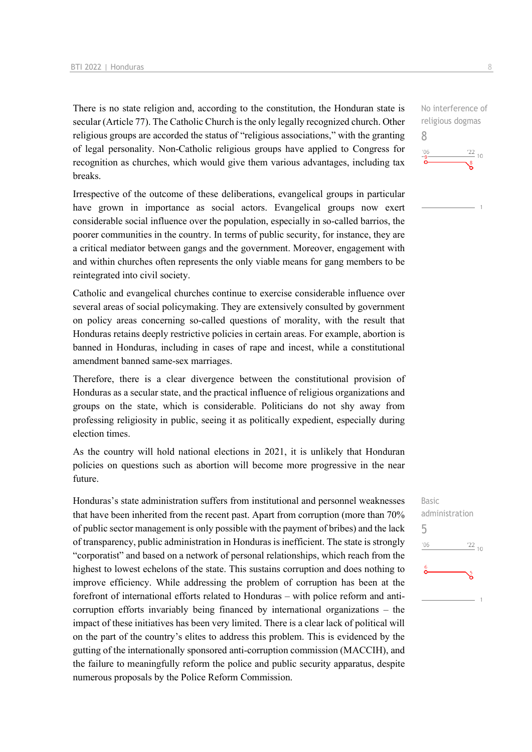There is no state religion and, according to the constitution, the Honduran state is secular (Article 77). The Catholic Church is the only legally recognized church. Other religious groups are accorded the status of "religious associations," with the granting of legal personality. Non-Catholic religious groups have applied to Congress for recognition as churches, which would give them various advantages, including tax breaks.

No interference of religious dogmas
8

Irrespective of the outcome of these deliberations, evangelical groups in particular have grown in importance as social actors. Evangelical groups now exert considerable social influence over the population, especially in so-called barrios, the poorer communities in the country. In terms of public security, for instance, they are a critical mediator between gangs and the government. Moreover, engagement with and within churches often represents the only viable means for gang members to be reintegrated into civil society.

Catholic and evangelical churches continue to exercise considerable influence over several areas of social policymaking. They are extensively consulted by government on policy areas concerning so-called questions of morality, with the result that Honduras retains deeply restrictive policies in certain areas. For example, abortion is banned in Honduras, including in cases of rape and incest, while a constitutional amendment banned same-sex marriages.

Therefore, there is a clear divergence between the constitutional provision of Honduras as a secular state, and the practical influence of religious organizations and groups on the state, which is considerable. Politicians do not shy away from professing religiosity in public, seeing it as politically expedient, especially during election times.

As the country will hold national elections in 2021, it is unlikely that Honduran policies on questions such as abortion will become more progressive in the near future.

Honduras's state administration suffers from institutional and personnel weaknesses that have been inherited from the recent past. Apart from corruption (more than 70% of public sector management is only possible with the payment of bribes) and the lack of transparency, public administration in Honduras is inefficient. The state is strongly "corporatist" and based on a network of personal relationships, which reach from the highest to lowest echelons of the state. This sustains corruption and does nothing to improve efficiency. While addressing the problem of corruption has been at the forefront of international efforts related to Honduras – with police reform and anti-corruption efforts invariably being financed by international organizations – the impact of these initiatives has been very limited. There is a clear lack of political will on the part of the country's elites to address this problem. This is evidenced by the gutting of the internationally sponsored anti-corruption commission (MACCIH), and the failure to meaningfully reform the police and public security apparatus, despite numerous proposals by the Police Reform Commission.

Basic administration
5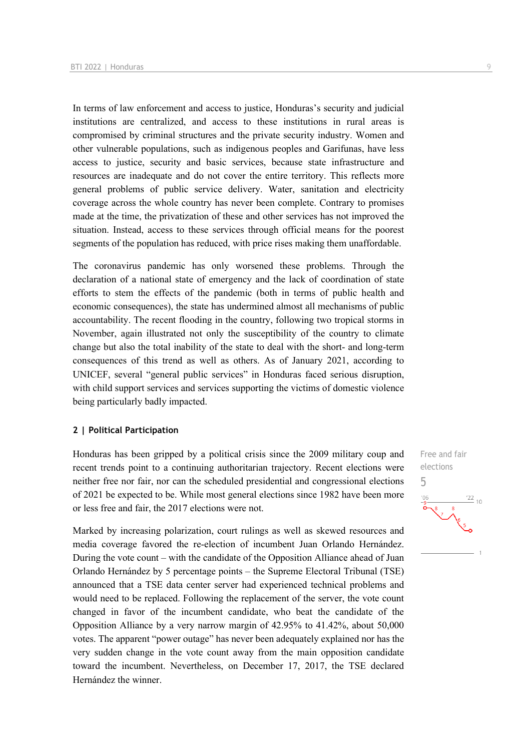In terms of law enforcement and access to justice, Honduras's security and judicial institutions are centralized, and access to these institutions in rural areas is compromised by criminal structures and the private security industry. Women and other vulnerable populations, such as indigenous peoples and Garifunas, have less access to justice, security and basic services, because state infrastructure and resources are inadequate and do not cover the entire territory. This reflects more general problems of public service delivery. Water, sanitation and electricity coverage across the whole country has never been complete. Contrary to promises made at the time, the privatization of these and other services has not improved the situation. Instead, access to these services through official means for the poorest segments of the population has reduced, with price rises making them unaffordable.

The coronavirus pandemic has only worsened these problems. Through the declaration of a national state of emergency and the lack of coordination of state efforts to stem the effects of the pandemic (both in terms of public health and economic consequences), the state has undermined almost all mechanisms of public accountability. The recent flooding in the country, following two tropical storms in November, again illustrated not only the susceptibility of the country to climate change but also the total inability of the state to deal with the short- and long-term consequences of this trend as well as others. As of January 2021, according to UNICEF, several "general public services" in Honduras faced serious disruption, with child support services and services supporting the victims of domestic violence being particularly badly impacted.

## 2 | Political Participation

Free and fair elections

5

Honduras has been gripped by a political crisis since the 2009 military coup and recent trends point to a continuing authoritarian trajectory. Recent elections were neither free nor fair, nor can the scheduled presidential and congressional elections of 2021 be expected to be. While most general elections since 1982 have been more or less free and fair, the 2017 elections were not.

Marked by increasing polarization, court rulings as well as skewed resources and media coverage favored the re-election of incumbent Juan Orlando Hernández. During the vote count – with the candidate of the Opposition Alliance ahead of Juan Orlando Hernández by 5 percentage points – the Supreme Electoral Tribunal (TSE) announced that a TSE data center server had experienced technical problems and would need to be replaced. Following the replacement of the server, the vote count changed in favor of the incumbent candidate, who beat the candidate of the Opposition Alliance by a very narrow margin of 42.95% to 41.42%, about 50,000 votes. The apparent "power outage" has never been adequately explained nor has the very sudden change in the vote count away from the main opposition candidate toward the incumbent. Nevertheless, on December 17, 2017, the TSE declared Hernández the winner.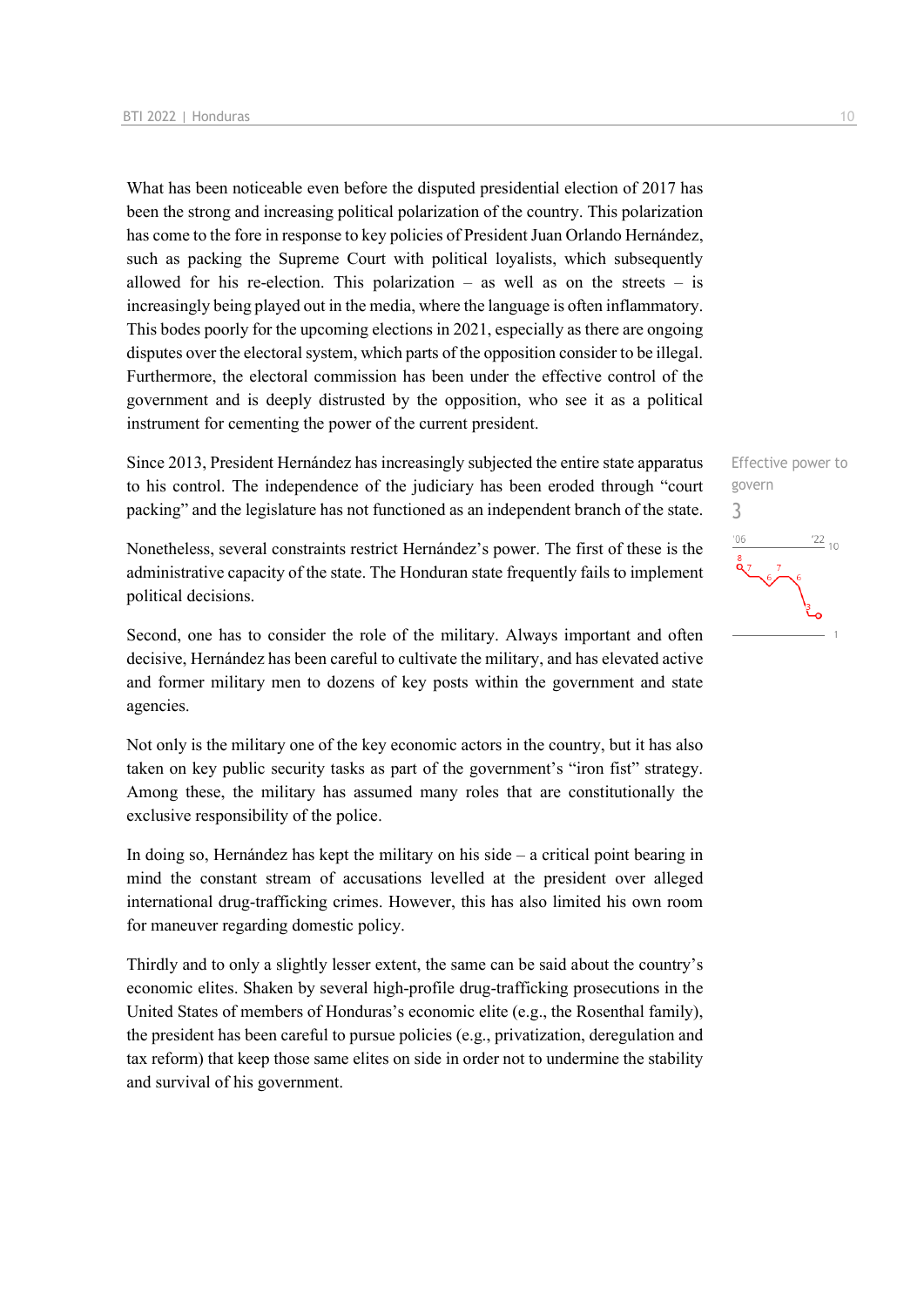What has been noticeable even before the disputed presidential election of 2017 has been the strong and increasing political polarization of the country. This polarization has come to the fore in response to key policies of President Juan Orlando Hernández, such as packing the Supreme Court with political loyalists, which subsequently allowed for his re-election. This polarization – as well as on the streets – is increasingly being played out in the media, where the language is often inflammatory. This bodes poorly for the upcoming elections in 2021, especially as there are ongoing disputes over the electoral system, which parts of the opposition consider to be illegal. Furthermore, the electoral commission has been under the effective control of the government and is deeply distrusted by the opposition, who see it as a political instrument for cementing the power of the current president.

Effective power to govern
3

Since 2013, President Hernández has increasingly subjected the entire state apparatus to his control. The independence of the judiciary has been eroded through "court packing" and the legislature has not functioned as an independent branch of the state.

Nonetheless, several constraints restrict Hernández's power. The first of these is the administrative capacity of the state. The Honduran state frequently fails to implement political decisions.

Second, one has to consider the role of the military. Always important and often decisive, Hernández has been careful to cultivate the military, and has elevated active and former military men to dozens of key posts within the government and state agencies.

Not only is the military one of the key economic actors in the country, but it has also taken on key public security tasks as part of the government's "iron fist" strategy. Among these, the military has assumed many roles that are constitutionally the exclusive responsibility of the police.

In doing so, Hernández has kept the military on his side – a critical point bearing in mind the constant stream of accusations levelled at the president over alleged international drug-trafficking crimes. However, this has also limited his own room for maneuver regarding domestic policy.

Thirdly and to only a slightly lesser extent, the same can be said about the country's economic elites. Shaken by several high-profile drug-trafficking prosecutions in the United States of members of Honduras's economic elite (e.g., the Rosenthal family), the president has been careful to pursue policies (e.g., privatization, deregulation and tax reform) that keep those same elites on side in order not to undermine the stability and survival of his government.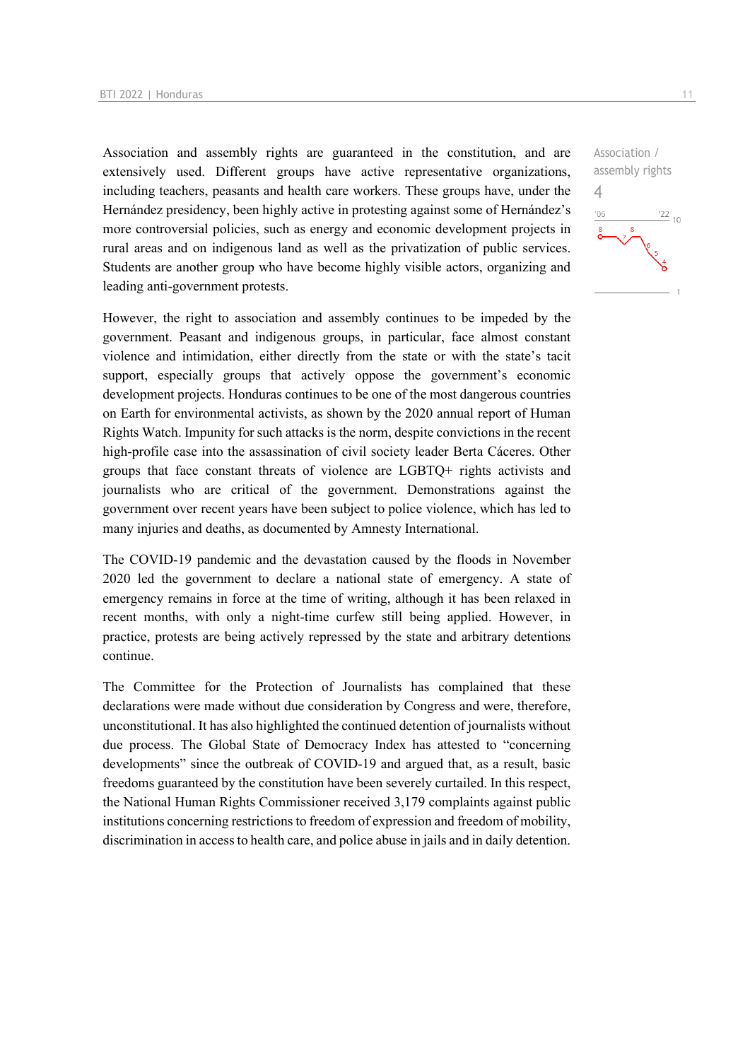Association / assembly rights

4

Association and assembly rights are guaranteed in the constitution, and are extensively used. Different groups have active representative organizations, including teachers, peasants and health care workers. These groups have, under the Hernández presidency, been highly active in protesting against some of Hernández's more controversial policies, such as energy and economic development projects in rural areas and on indigenous land as well as the privatization of public services. Students are another group who have become highly visible actors, organizing and leading anti-government protests.

However, the right to association and assembly continues to be impeded by the government. Peasant and indigenous groups, in particular, face almost constant violence and intimidation, either directly from the state or with the state's tacit support, especially groups that actively oppose the government's economic development projects. Honduras continues to be one of the most dangerous countries on Earth for environmental activists, as shown by the 2020 annual report of Human Rights Watch. Impunity for such attacks is the norm, despite convictions in the recent high-profile case into the assassination of civil society leader Berta Cáceres. Other groups that face constant threats of violence are LGBTQ+ rights activists and journalists who are critical of the government. Demonstrations against the government over recent years have been subject to police violence, which has led to many injuries and deaths, as documented by Amnesty International.

The COVID-19 pandemic and the devastation caused by the floods in November 2020 led the government to declare a national state of emergency. A state of emergency remains in force at the time of writing, although it has been relaxed in recent months, with only a night-time curfew still being applied. However, in practice, protests are being actively repressed by the state and arbitrary detentions continue.

The Committee for the Protection of Journalists has complained that these declarations were made without due consideration by Congress and were, therefore, unconstitutional. It has also highlighted the continued detention of journalists without due process. The Global State of Democracy Index has attested to "concerning developments" since the outbreak of COVID-19 and argued that, as a result, basic freedoms guaranteed by the constitution have been severely curtailed. In this respect, the National Human Rights Commissioner received 3,179 complaints against public institutions concerning restrictions to freedom of expression and freedom of mobility, discrimination in access to health care, and police abuse in jails and in daily detention.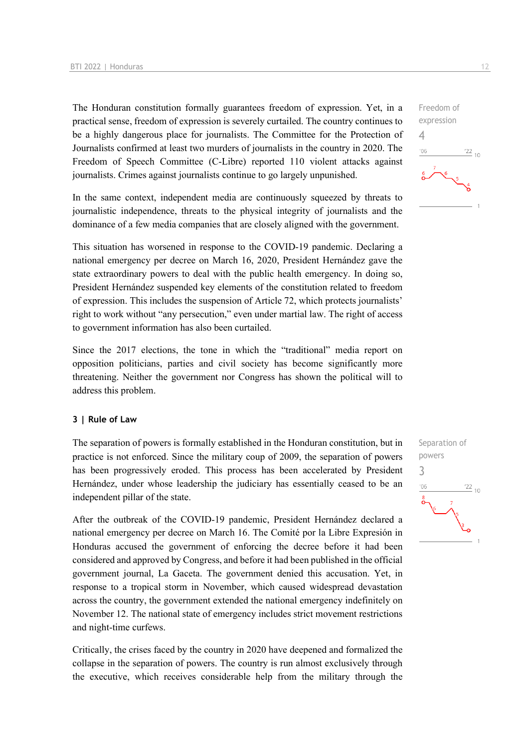The Honduran constitution formally guarantees freedom of expression. Yet, in a practical sense, freedom of expression is severely curtailed. The country continues to be a highly dangerous place for journalists. The Committee for the Protection of Journalists confirmed at least two murders of journalists in the country in 2020. The Freedom of Speech Committee (C-Libre) reported 110 violent attacks against journalists. Crimes against journalists continue to go largely unpunished.

Freedom of expression
4

In the same context, independent media are continuously squeezed by threats to journalistic independence, threats to the physical integrity of journalists and the dominance of a few media companies that are closely aligned with the government.

This situation has worsened in response to the COVID-19 pandemic. Declaring a national emergency per decree on March 16, 2020, President Hernández gave the state extraordinary powers to deal with the public health emergency. In doing so, President Hernández suspended key elements of the constitution related to freedom of expression. This includes the suspension of Article 72, which protects journalists' right to work without "any persecution," even under martial law. The right of access to government information has also been curtailed.

Since the 2017 elections, the tone in which the "traditional" media report on opposition politicians, parties and civil society has become significantly more threatening. Neither the government nor Congress has shown the political will to address this problem.

### 3 | Rule of Law

The separation of powers is formally established in the Honduran constitution, but in practice is not enforced. Since the military coup of 2009, the separation of powers has been progressively eroded. This process has been accelerated by President Hernández, under whose leadership the judiciary has essentially ceased to be an independent pillar of the state.

Separation of powers
3

After the outbreak of the COVID-19 pandemic, President Hernández declared a national emergency per decree on March 16. The Comité por la Libre Expresión in Honduras accused the government of enforcing the decree before it had been considered and approved by Congress, and before it had been published in the official government journal, La Gaceta. The government denied this accusation. Yet, in response to a tropical storm in November, which caused widespread devastation across the country, the government extended the national emergency indefinitely on November 12. The national state of emergency includes strict movement restrictions and night-time curfews.

Critically, the crises faced by the country in 2020 have deepened and formalized the collapse in the separation of powers. The country is run almost exclusively through the executive, which receives considerable help from the military through the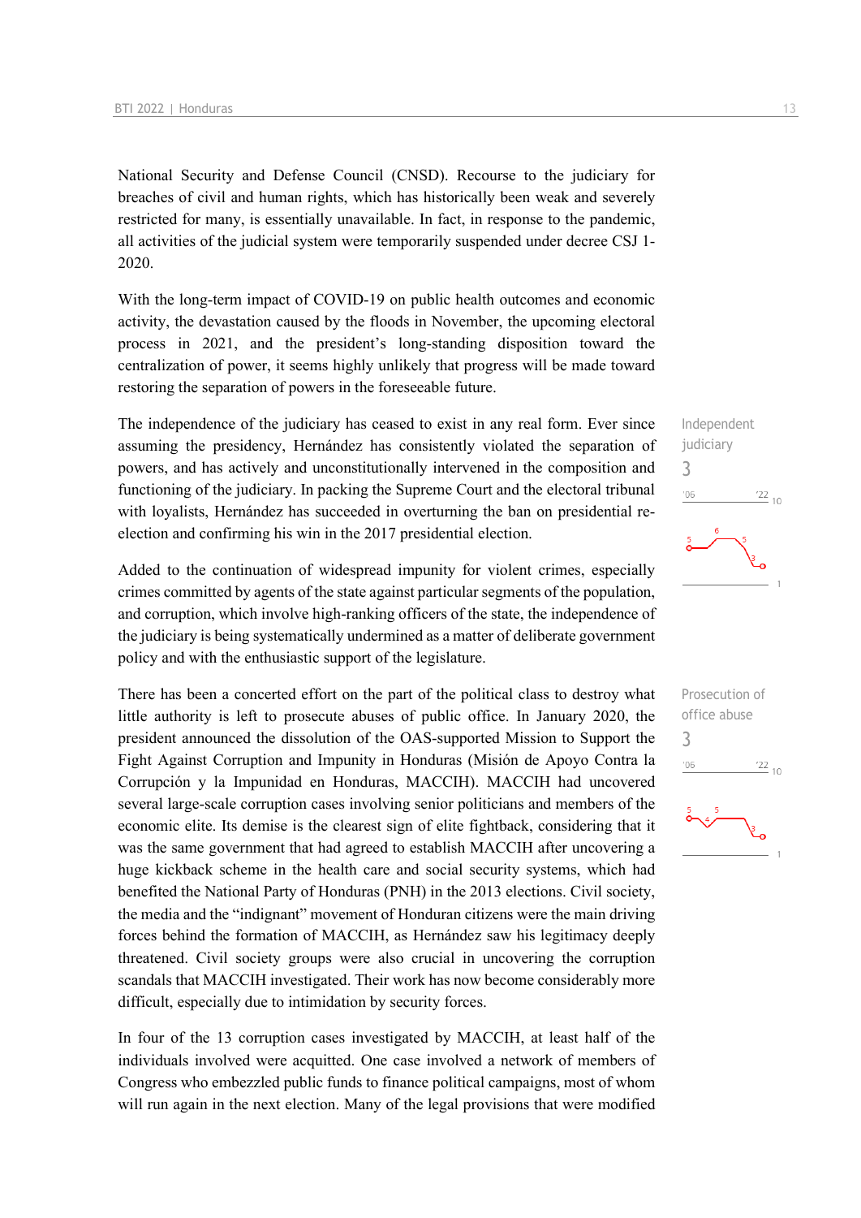National Security and Defense Council (CNSD). Recourse to the judiciary for breaches of civil and human rights, which has historically been weak and severely restricted for many, is essentially unavailable. In fact, in response to the pandemic, all activities of the judicial system were temporarily suspended under decree CSJ 1-2020.

With the long-term impact of COVID-19 on public health outcomes and economic activity, the devastation caused by the floods in November, the upcoming electoral process in 2021, and the president's long-standing disposition toward the centralization of power, it seems highly unlikely that progress will be made toward restoring the separation of powers in the foreseeable future.

Independent judiciary
3

The independence of the judiciary has ceased to exist in any real form. Ever since assuming the presidency, Hernández has consistently violated the separation of powers, and has actively and unconstitutionally intervened in the composition and functioning of the judiciary. In packing the Supreme Court and the electoral tribunal with loyalists, Hernández has succeeded in overturning the ban on presidential re-election and confirming his win in the 2017 presidential election.

Added to the continuation of widespread impunity for violent crimes, especially crimes committed by agents of the state against particular segments of the population, and corruption, which involve high-ranking officers of the state, the independence of the judiciary is being systematically undermined as a matter of deliberate government policy and with the enthusiastic support of the legislature.

Prosecution of office abuse
3

There has been a concerted effort on the part of the political class to destroy what little authority is left to prosecute abuses of public office. In January 2020, the president announced the dissolution of the OAS-supported Mission to Support the Fight Against Corruption and Impunity in Honduras (Misión de Apoyo Contra la Corrupción y la Impunidad en Honduras, MACCIH). MACCIH had uncovered several large-scale corruption cases involving senior politicians and members of the economic elite. Its demise is the clearest sign of elite fightback, considering that it was the same government that had agreed to establish MACCIH after uncovering a huge kickback scheme in the health care and social security systems, which had benefited the National Party of Honduras (PNH) in the 2013 elections. Civil society, the media and the "indignant" movement of Honduran citizens were the main driving forces behind the formation of MACCIH, as Hernández saw his legitimacy deeply threatened. Civil society groups were also crucial in uncovering the corruption scandals that MACCIH investigated. Their work has now become considerably more difficult, especially due to intimidation by security forces.

In four of the 13 corruption cases investigated by MACCIH, at least half of the individuals involved were acquitted. One case involved a network of members of Congress who embezzled public funds to finance political campaigns, most of whom will run again in the next election. Many of the legal provisions that were modified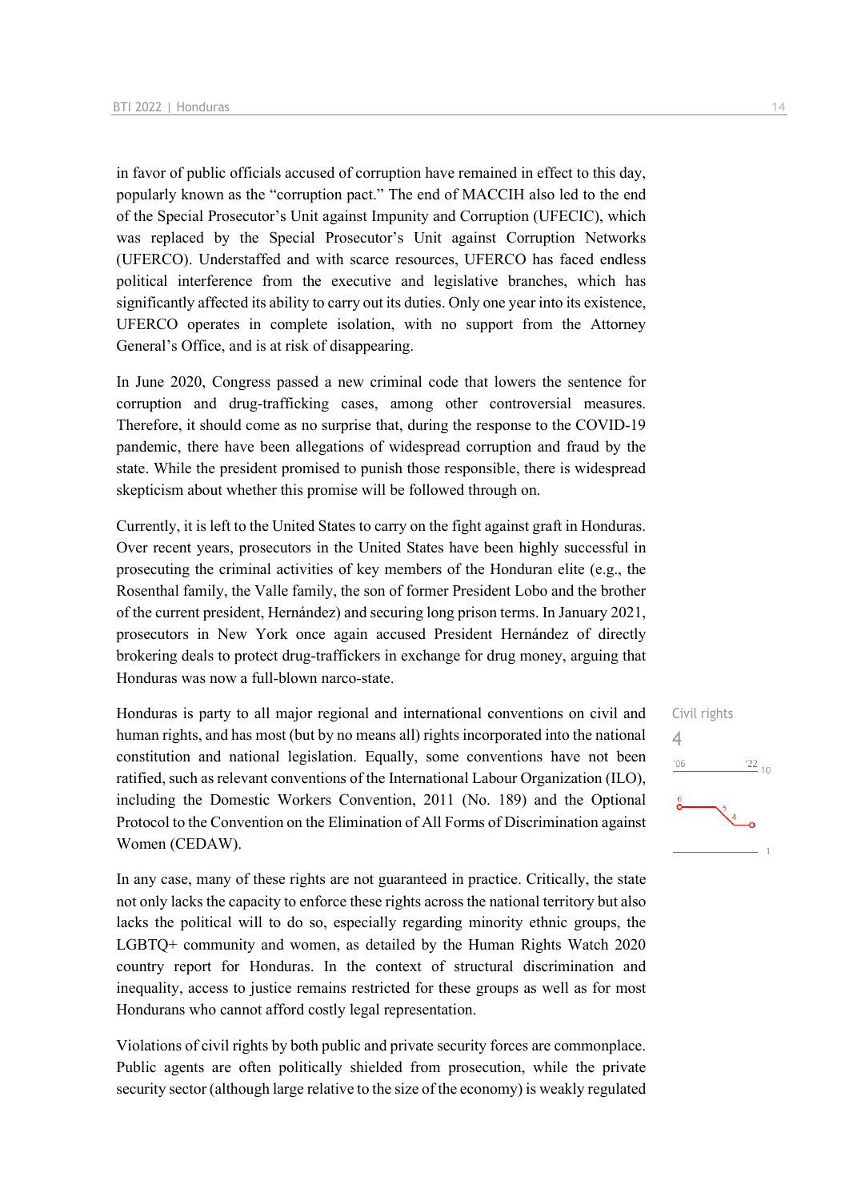in favor of public officials accused of corruption have remained in effect to this day, popularly known as the "corruption pact." The end of MACCIH also led to the end of the Special Prosecutor's Unit against Impunity and Corruption (UFECIC), which was replaced by the Special Prosecutor's Unit against Corruption Networks (UFERCO). Understaffed and with scarce resources, UFERCO has faced endless political interference from the executive and legislative branches, which has significantly affected its ability to carry out its duties. Only one year into its existence, UFERCO operates in complete isolation, with no support from the Attorney General's Office, and is at risk of disappearing.

In June 2020, Congress passed a new criminal code that lowers the sentence for corruption and drug-trafficking cases, among other controversial measures. Therefore, it should come as no surprise that, during the response to the COVID-19 pandemic, there have been allegations of widespread corruption and fraud by the state. While the president promised to punish those responsible, there is widespread skepticism about whether this promise will be followed through on.

Currently, it is left to the United States to carry on the fight against graft in Honduras. Over recent years, prosecutors in the United States have been highly successful in prosecuting the criminal activities of key members of the Honduran elite (e.g., the Rosenthal family, the Valle family, the son of former President Lobo and the brother of the current president, Hernández) and securing long prison terms. In January 2021, prosecutors in New York once again accused President Hernández of directly brokering deals to protect drug-traffickers in exchange for drug money, arguing that Honduras was now a full-blown narco-state.

Civil rights
4

Honduras is party to all major regional and international conventions on civil and human rights, and has most (but by no means all) rights incorporated into the national constitution and national legislation. Equally, some conventions have not been ratified, such as relevant conventions of the International Labour Organization (ILO), including the Domestic Workers Convention, 2011 (No. 189) and the Optional Protocol to the Convention on the Elimination of All Forms of Discrimination against Women (CEDAW).

In any case, many of these rights are not guaranteed in practice. Critically, the state not only lacks the capacity to enforce these rights across the national territory but also lacks the political will to do so, especially regarding minority ethnic groups, the LGBTQ+ community and women, as detailed by the Human Rights Watch 2020 country report for Honduras. In the context of structural discrimination and inequality, access to justice remains restricted for these groups as well as for most Hondurans who cannot afford costly legal representation.

Violations of civil rights by both public and private security forces are commonplace. Public agents are often politically shielded from prosecution, while the private security sector (although large relative to the size of the economy) is weakly regulated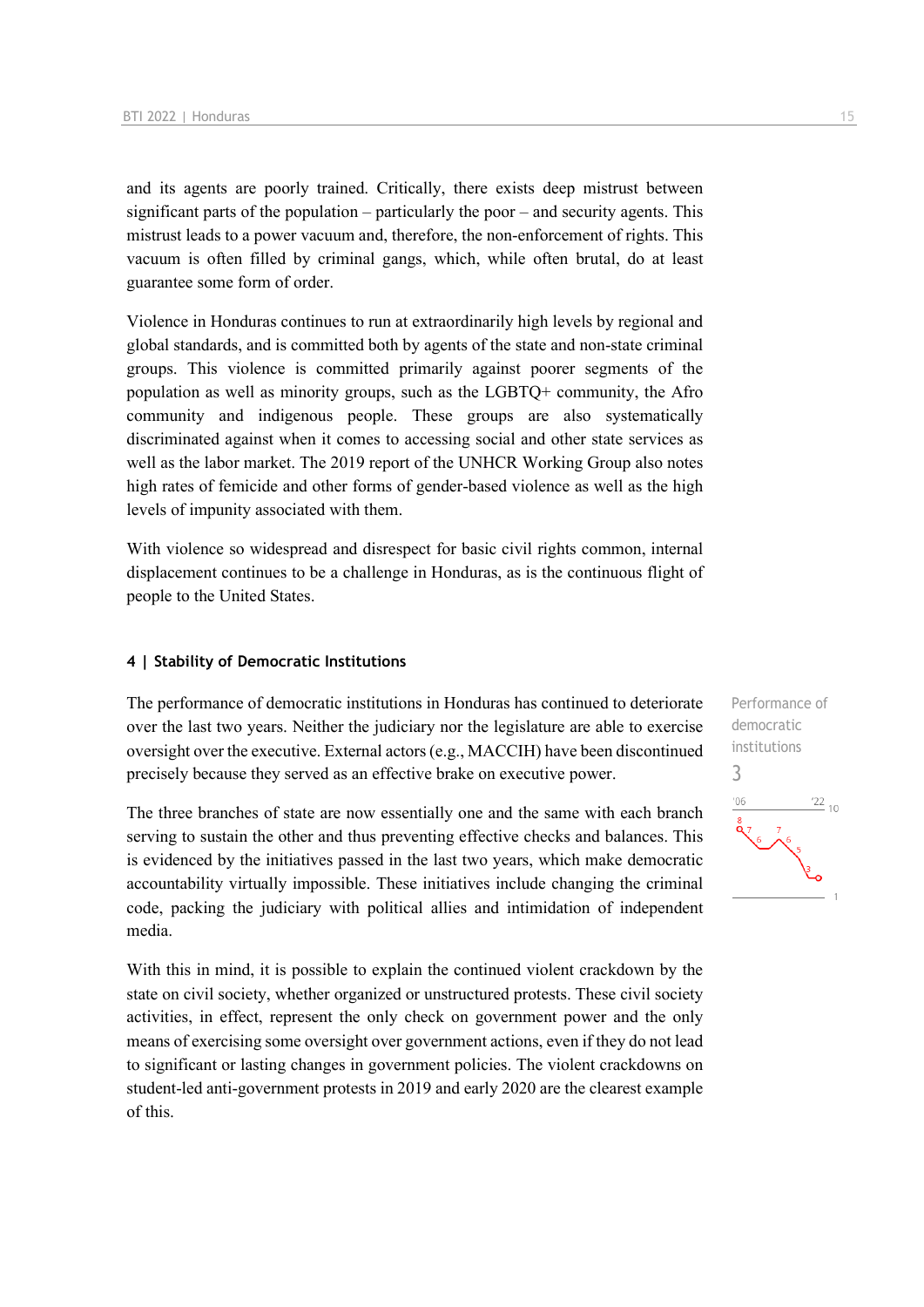and its agents are poorly trained. Critically, there exists deep mistrust between significant parts of the population – particularly the poor – and security agents. This mistrust leads to a power vacuum and, therefore, the non-enforcement of rights. This vacuum is often filled by criminal gangs, which, while often brutal, do at least guarantee some form of order.

Violence in Honduras continues to run at extraordinarily high levels by regional and global standards, and is committed both by agents of the state and non-state criminal groups. This violence is committed primarily against poorer segments of the population as well as minority groups, such as the LGBTQ+ community, the Afro community and indigenous people. These groups are also systematically discriminated against when it comes to accessing social and other state services as well as the labor market. The 2019 report of the UNHCR Working Group also notes high rates of femicide and other forms of gender-based violence as well as the high levels of impunity associated with them.

With violence so widespread and disrespect for basic civil rights common, internal displacement continues to be a challenge in Honduras, as is the continuous flight of people to the United States.

#### 4 | Stability of Democratic Institutions

Performance of democratic institutions
3

The performance of democratic institutions in Honduras has continued to deteriorate over the last two years. Neither the judiciary nor the legislature are able to exercise oversight over the executive. External actors (e.g., MACCIH) have been discontinued precisely because they served as an effective brake on executive power.

The three branches of state are now essentially one and the same with each branch serving to sustain the other and thus preventing effective checks and balances. This is evidenced by the initiatives passed in the last two years, which make democratic accountability virtually impossible. These initiatives include changing the criminal code, packing the judiciary with political allies and intimidation of independent media.

With this in mind, it is possible to explain the continued violent crackdown by the state on civil society, whether organized or unstructured protests. These civil society activities, in effect, represent the only check on government power and the only means of exercising some oversight over government actions, even if they do not lead to significant or lasting changes in government policies. The violent crackdowns on student-led anti-government protests in 2019 and early 2020 are the clearest example of this.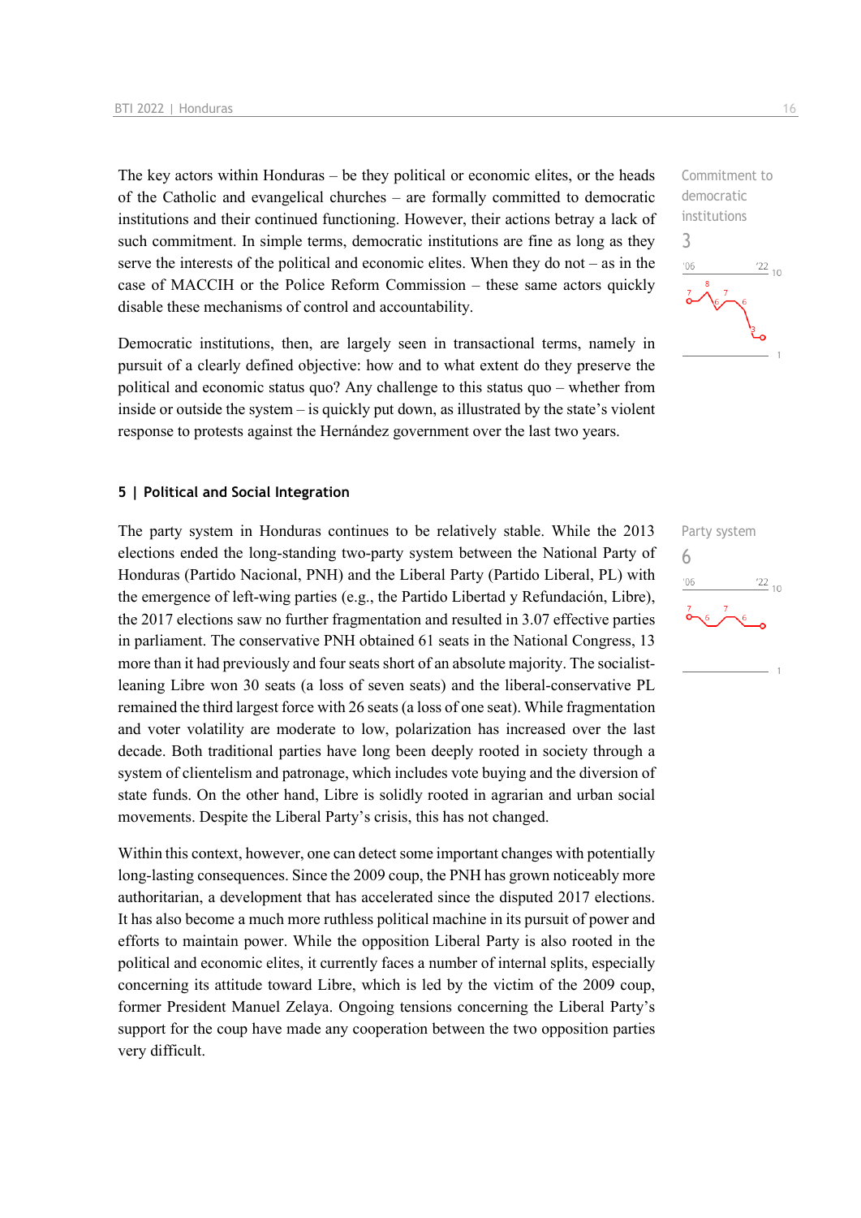The key actors within Honduras – be they political or economic elites, or the heads of the Catholic and evangelical churches – are formally committed to democratic institutions and their continued functioning. However, their actions betray a lack of such commitment. In simple terms, democratic institutions are fine as long as they serve the interests of the political and economic elites. When they do not – as in the case of MACCIH or the Police Reform Commission – these same actors quickly disable these mechanisms of control and accountability.

Commitment to democratic institutions
3

Democratic institutions, then, are largely seen in transactional terms, namely in pursuit of a clearly defined objective: how and to what extent do they preserve the political and economic status quo? Any challenge to this status quo – whether from inside or outside the system – is quickly put down, as illustrated by the state's violent response to protests against the Hernández government over the last two years.

## 5 | Political and Social Integration

The party system in Honduras continues to be relatively stable. While the 2013 elections ended the long-standing two-party system between the National Party of Honduras (Partido Nacional, PNH) and the Liberal Party (Partido Liberal, PL) with the emergence of left-wing parties (e.g., the Partido Libertad y Refundación, Libre), the 2017 elections saw no further fragmentation and resulted in 3.07 effective parties in parliament. The conservative PNH obtained 61 seats in the National Congress, 13 more than it had previously and four seats short of an absolute majority. The socialist-leaning Libre won 30 seats (a loss of seven seats) and the liberal-conservative PL remained the third largest force with 26 seats (a loss of one seat). While fragmentation and voter volatility are moderate to low, polarization has increased over the last decade. Both traditional parties have long been deeply rooted in society through a system of clientelism and patronage, which includes vote buying and the diversion of state funds. On the other hand, Libre is solidly rooted in agrarian and urban social movements. Despite the Liberal Party's crisis, this has not changed.

Party system
6

Within this context, however, one can detect some important changes with potentially long-lasting consequences. Since the 2009 coup, the PNH has grown noticeably more authoritarian, a development that has accelerated since the disputed 2017 elections. It has also become a much more ruthless political machine in its pursuit of power and efforts to maintain power. While the opposition Liberal Party is also rooted in the political and economic elites, it currently faces a number of internal splits, especially concerning its attitude toward Libre, which is led by the victim of the 2009 coup, former President Manuel Zelaya. Ongoing tensions concerning the Liberal Party's support for the coup have made any cooperation between the two opposition parties very difficult.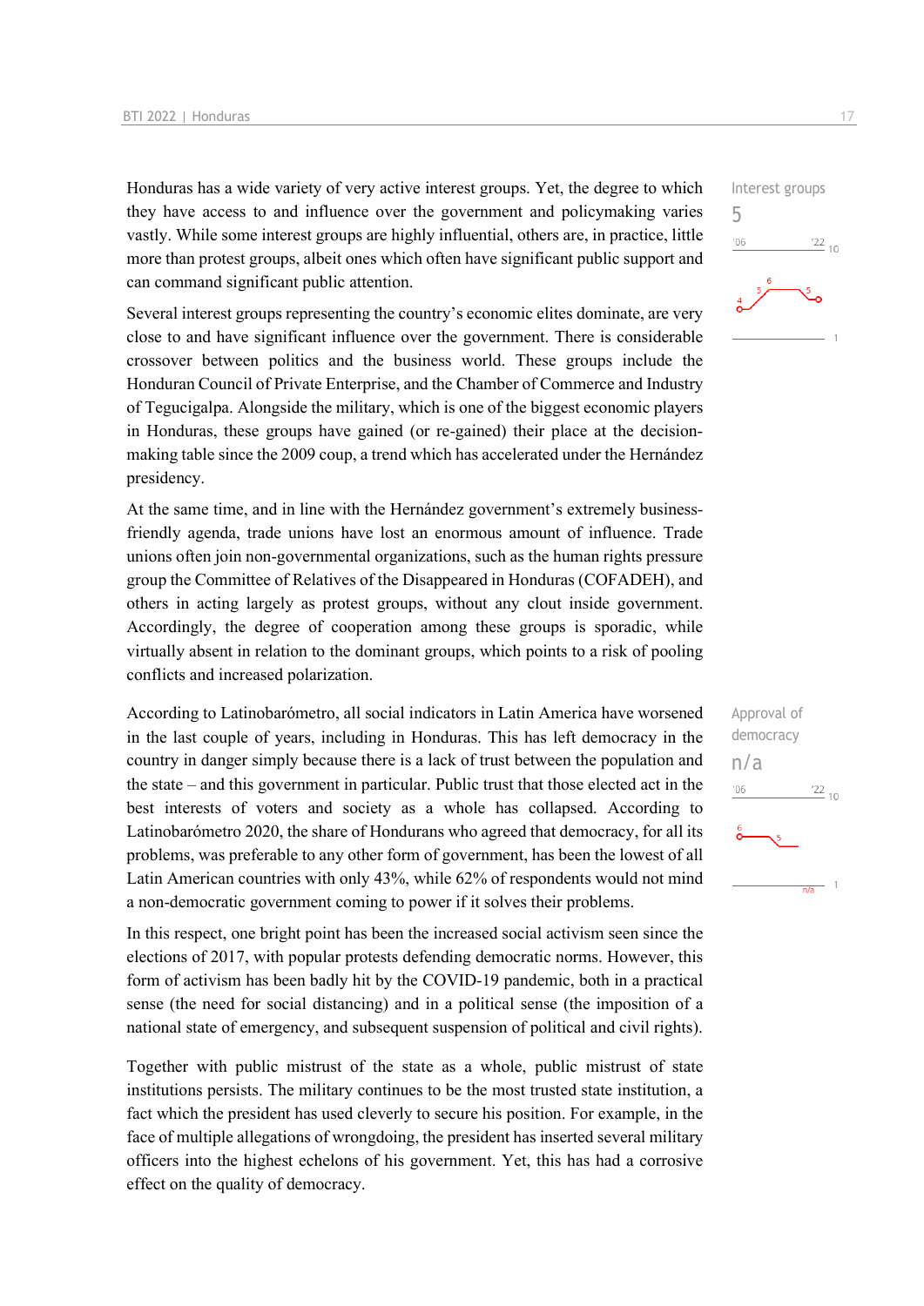Interest groups
5

Honduras has a wide variety of very active interest groups. Yet, the degree to which they have access to and influence over the government and policymaking varies vastly. While some interest groups are highly influential, others are, in practice, little more than protest groups, albeit ones which often have significant public support and can command significant public attention.

Several interest groups representing the country's economic elites dominate, are very close to and have significant influence over the government. There is considerable crossover between politics and the business world. These groups include the Honduran Council of Private Enterprise, and the Chamber of Commerce and Industry of Tegucigalpa. Alongside the military, which is one of the biggest economic players in Honduras, these groups have gained (or re-gained) their place at the decision-making table since the 2009 coup, a trend which has accelerated under the Hernández presidency.

At the same time, and in line with the Hernández government's extremely business-friendly agenda, trade unions have lost an enormous amount of influence. Trade unions often join non-governmental organizations, such as the human rights pressure group the Committee of Relatives of the Disappeared in Honduras (COFADEH), and others in acting largely as protest groups, without any clout inside government. Accordingly, the degree of cooperation among these groups is sporadic, while virtually absent in relation to the dominant groups, which points to a risk of pooling conflicts and increased polarization.

Approval of democracy
n/a

According to Latinobarómetro, all social indicators in Latin America have worsened in the last couple of years, including in Honduras. This has left democracy in the country in danger simply because there is a lack of trust between the population and the state – and this government in particular. Public trust that those elected act in the best interests of voters and society as a whole has collapsed. According to Latinobarómetro 2020, the share of Hondurans who agreed that democracy, for all its problems, was preferable to any other form of government, has been the lowest of all Latin American countries with only 43%, while 62% of respondents would not mind a non-democratic government coming to power if it solves their problems.

In this respect, one bright point has been the increased social activism seen since the elections of 2017, with popular protests defending democratic norms. However, this form of activism has been badly hit by the COVID-19 pandemic, both in a practical sense (the need for social distancing) and in a political sense (the imposition of a national state of emergency, and subsequent suspension of political and civil rights).

Together with public mistrust of the state as a whole, public mistrust of state institutions persists. The military continues to be the most trusted state institution, a fact which the president has used cleverly to secure his position. For example, in the face of multiple allegations of wrongdoing, the president has inserted several military officers into the highest echelons of his government. Yet, this has had a corrosive effect on the quality of democracy.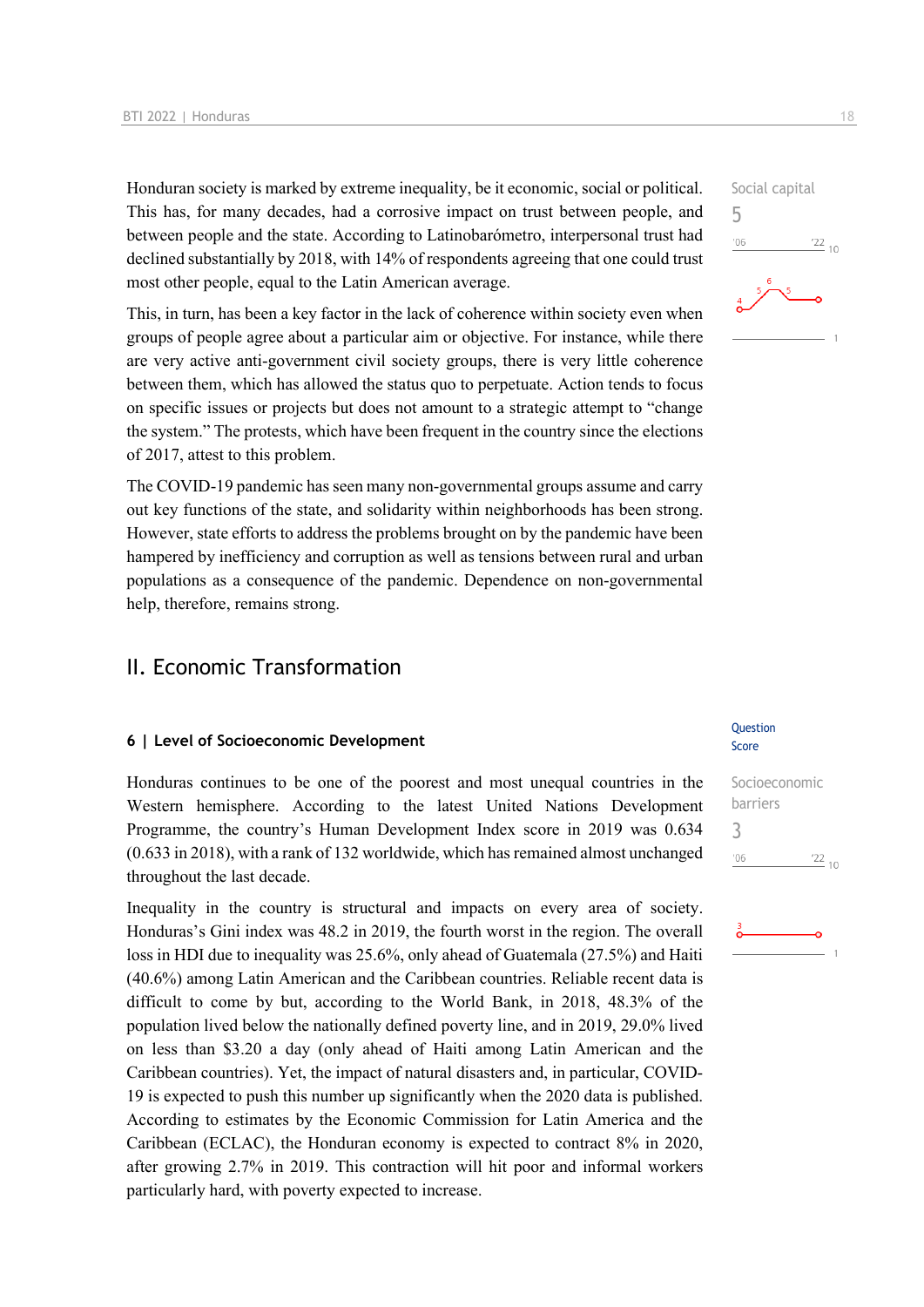Honduran society is marked by extreme inequality, be it economic, social or political. This has, for many decades, had a corrosive impact on trust between people, and between people and the state. According to Latinobarómetro, interpersonal trust had declined substantially by 2018, with 14% of respondents agreeing that one could trust most other people, equal to the Latin American average.

Social capital
5

This, in turn, has been a key factor in the lack of coherence within society even when groups of people agree about a particular aim or objective. For instance, while there are very active anti-government civil society groups, there is very little coherence between them, which has allowed the status quo to perpetuate. Action tends to focus on specific issues or projects but does not amount to a strategic attempt to "change the system." The protests, which have been frequent in the country since the elections of 2017, attest to this problem.

The COVID-19 pandemic has seen many non-governmental groups assume and carry out key functions of the state, and solidarity within neighborhoods has been strong. However, state efforts to address the problems brought on by the pandemic have been hampered by inefficiency and corruption as well as tensions between rural and urban populations as a consequence of the pandemic. Dependence on non-governmental help, therefore, remains strong.

## II. Economic Transformation

### 6 | Level of Socioeconomic Development

Question Score

Honduras continues to be one of the poorest and most unequal countries in the Western hemisphere. According to the latest United Nations Development Programme, the country's Human Development Index score in 2019 was 0.634 (0.633 in 2018), with a rank of 132 worldwide, which has remained almost unchanged throughout the last decade.

Socioeconomic barriers
3

Inequality in the country is structural and impacts on every area of society. Honduras's Gini index was 48.2 in 2019, the fourth worst in the region. The overall loss in HDI due to inequality was 25.6%, only ahead of Guatemala (27.5%) and Haiti (40.6%) among Latin American and the Caribbean countries. Reliable recent data is difficult to come by but, according to the World Bank, in 2018, 48.3% of the population lived below the nationally defined poverty line, and in 2019, 29.0% lived on less than $3.20 a day (only ahead of Haiti among Latin American and the Caribbean countries). Yet, the impact of natural disasters and, in particular, COVID-19 is expected to push this number up significantly when the 2020 data is published. According to estimates by the Economic Commission for Latin America and the Caribbean (ECLAC), the Honduran economy is expected to contract 8% in 2020, after growing 2.7% in 2019. This contraction will hit poor and informal workers particularly hard, with poverty expected to increase.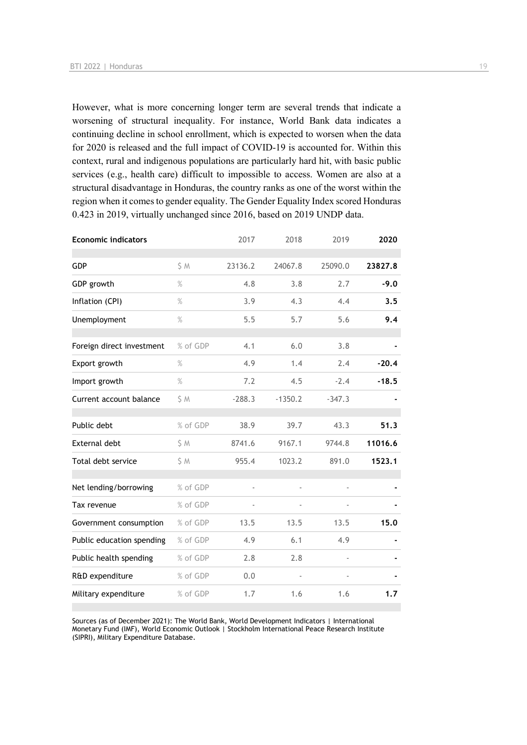However, what is more concerning longer term are several trends that indicate a worsening of structural inequality. For instance, World Bank data indicates a continuing decline in school enrollment, which is expected to worsen when the data for 2020 is released and the full impact of COVID-19 is accounted for. Within this context, rural and indigenous populations are particularly hard hit, with basic public services (e.g., health care) difficult to impossible to access. Women are also at a structural disadvantage in Honduras, the country ranks as one of the worst within the region when it comes to gender equality. The Gender Equality Index scored Honduras 0.423 in 2019, virtually unchanged since 2016, based on 2019 UNDP data.

| Economic indicators | | 2017 | 2018 | 2019 | 2020 |
|---|---|---|---|---|---|
| GDP | $ M | 23136.2 | 24067.8 | 25090.0 | **23827.8** |
| GDP growth | % | 4.8 | 3.8 | 2.7 | **-9.0** |
| Inflation (CPI) | % | 3.9 | 4.3 | 4.4 | **3.5** |
| Unemployment | % | 5.5 | 5.7 | 5.6 | **9.4** |
| Foreign direct investment | % of GDP | 4.1 | 6.0 | 3.8 | **-** |
| Export growth | % | 4.9 | 1.4 | 2.4 | **-20.4** |
| Import growth | % | 7.2 | 4.5 | -2.4 | **-18.5** |
| Current account balance | $ M | -288.3 | -1350.2 | -347.3 | **-** |
| Public debt | % of GDP | 38.9 | 39.7 | 43.3 | **51.3** |
| External debt | $ M | 8741.6 | 9167.1 | 9744.8 | **11016.6** |
| Total debt service | $ M | 955.4 | 1023.2 | 891.0 | **1523.1** |
| Net lending/borrowing | % of GDP | - | - | - | **-** |
| Tax revenue | % of GDP | - | - | - | **-** |
| Government consumption | % of GDP | 13.5 | 13.5 | 13.5 | **15.0** |
| Public education spending | % of GDP | 4.9 | 6.1 | 4.9 | **-** |
| Public health spending | % of GDP | 2.8 | 2.8 | - | **-** |
| R&D expenditure | % of GDP | 0.0 | - | - | **-** |
| Military expenditure | % of GDP | 1.7 | 1.6 | 1.6 | **1.7** |

Sources (as of December 2021): The World Bank, World Development Indicators | International Monetary Fund (IMF), World Economic Outlook | Stockholm International Peace Research Institute (SIPRI), Military Expenditure Database.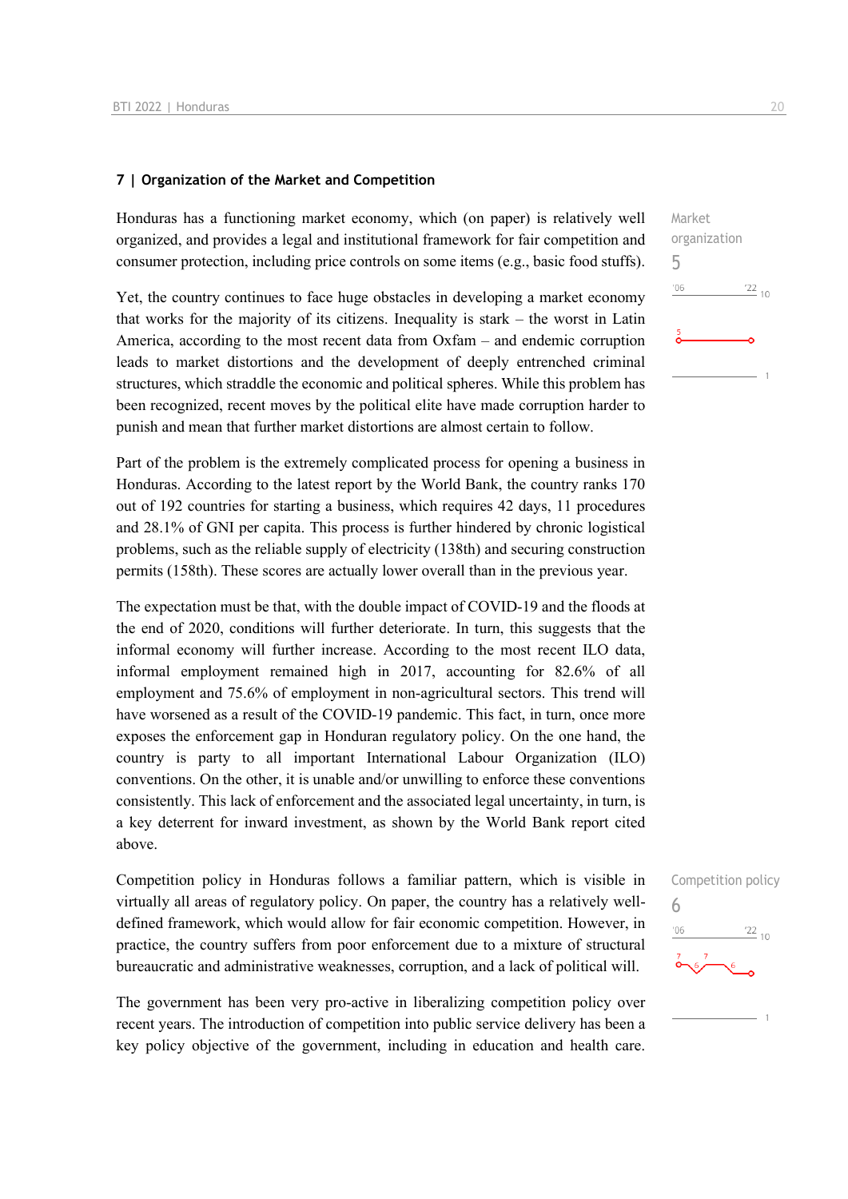## 7 | Organization of the Market and Competition

Honduras has a functioning market economy, which (on paper) is relatively well organized, and provides a legal and institutional framework for fair competition and consumer protection, including price controls on some items (e.g., basic food stuffs).

Market organization
5

Yet, the country continues to face huge obstacles in developing a market economy that works for the majority of its citizens. Inequality is stark – the worst in Latin America, according to the most recent data from Oxfam – and endemic corruption leads to market distortions and the development of deeply entrenched criminal structures, which straddle the economic and political spheres. While this problem has been recognized, recent moves by the political elite have made corruption harder to punish and mean that further market distortions are almost certain to follow.

Part of the problem is the extremely complicated process for opening a business in Honduras. According to the latest report by the World Bank, the country ranks 170 out of 192 countries for starting a business, which requires 42 days, 11 procedures and 28.1% of GNI per capita. This process is further hindered by chronic logistical problems, such as the reliable supply of electricity (138th) and securing construction permits (158th). These scores are actually lower overall than in the previous year.

The expectation must be that, with the double impact of COVID-19 and the floods at the end of 2020, conditions will further deteriorate. In turn, this suggests that the informal economy will further increase. According to the most recent ILO data, informal employment remained high in 2017, accounting for 82.6% of all employment and 75.6% of employment in non-agricultural sectors. This trend will have worsened as a result of the COVID-19 pandemic. This fact, in turn, once more exposes the enforcement gap in Honduran regulatory policy. On the one hand, the country is party to all important International Labour Organization (ILO) conventions. On the other, it is unable and/or unwilling to enforce these conventions consistently. This lack of enforcement and the associated legal uncertainty, in turn, is a key deterrent for inward investment, as shown by the World Bank report cited above.

Competition policy in Honduras follows a familiar pattern, which is visible in virtually all areas of regulatory policy. On paper, the country has a relatively well-defined framework, which would allow for fair economic competition. However, in practice, the country suffers from poor enforcement due to a mixture of structural bureaucratic and administrative weaknesses, corruption, and a lack of political will.

Competition policy
6

The government has been very pro-active in liberalizing competition policy over recent years. The introduction of competition into public service delivery has been a key policy objective of the government, including in education and health care.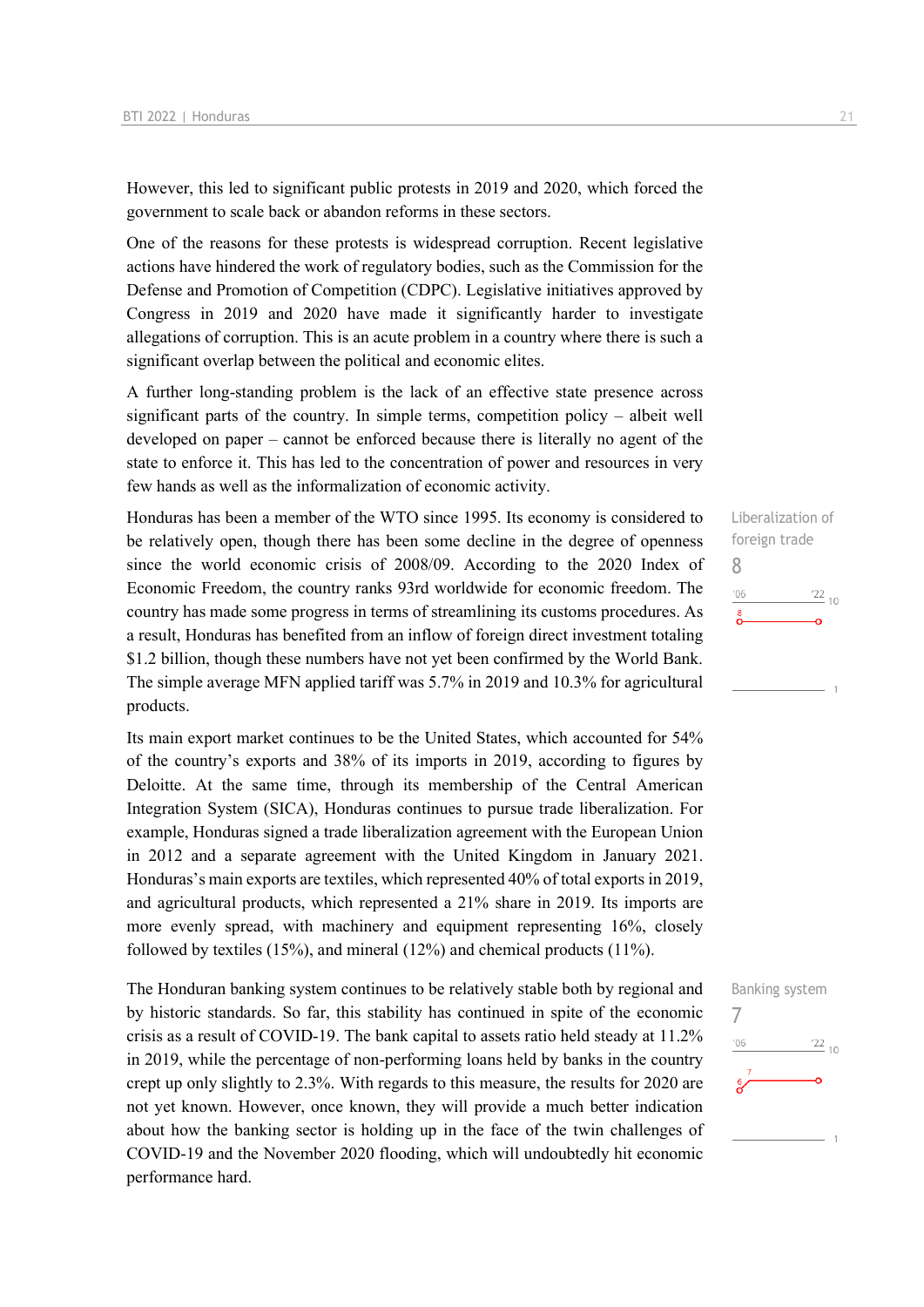However, this led to significant public protests in 2019 and 2020, which forced the government to scale back or abandon reforms in these sectors.

One of the reasons for these protests is widespread corruption. Recent legislative actions have hindered the work of regulatory bodies, such as the Commission for the Defense and Promotion of Competition (CDPC). Legislative initiatives approved by Congress in 2019 and 2020 have made it significantly harder to investigate allegations of corruption. This is an acute problem in a country where there is such a significant overlap between the political and economic elites.

A further long-standing problem is the lack of an effective state presence across significant parts of the country. In simple terms, competition policy – albeit well developed on paper – cannot be enforced because there is literally no agent of the state to enforce it. This has led to the concentration of power and resources in very few hands as well as the informalization of economic activity.

Liberalization of foreign trade
8

Honduras has been a member of the WTO since 1995. Its economy is considered to be relatively open, though there has been some decline in the degree of openness since the world economic crisis of 2008/09. According to the 2020 Index of Economic Freedom, the country ranks 93rd worldwide for economic freedom. The country has made some progress in terms of streamlining its customs procedures. As a result, Honduras has benefited from an inflow of foreign direct investment totaling $1.2 billion, though these numbers have not yet been confirmed by the World Bank. The simple average MFN applied tariff was 5.7% in 2019 and 10.3% for agricultural products.

Its main export market continues to be the United States, which accounted for 54% of the country's exports and 38% of its imports in 2019, according to figures by Deloitte. At the same time, through its membership of the Central American Integration System (SICA), Honduras continues to pursue trade liberalization. For example, Honduras signed a trade liberalization agreement with the European Union in 2012 and a separate agreement with the United Kingdom in January 2021. Honduras's main exports are textiles, which represented 40% of total exports in 2019, and agricultural products, which represented a 21% share in 2019. Its imports are more evenly spread, with machinery and equipment representing 16%, closely followed by textiles (15%), and mineral (12%) and chemical products (11%).

Banking system
7

The Honduran banking system continues to be relatively stable both by regional and by historic standards. So far, this stability has continued in spite of the economic crisis as a result of COVID-19. The bank capital to assets ratio held steady at 11.2% in 2019, while the percentage of non-performing loans held by banks in the country crept up only slightly to 2.3%. With regards to this measure, the results for 2020 are not yet known. However, once known, they will provide a much better indication about how the banking sector is holding up in the face of the twin challenges of COVID-19 and the November 2020 flooding, which will undoubtedly hit economic performance hard.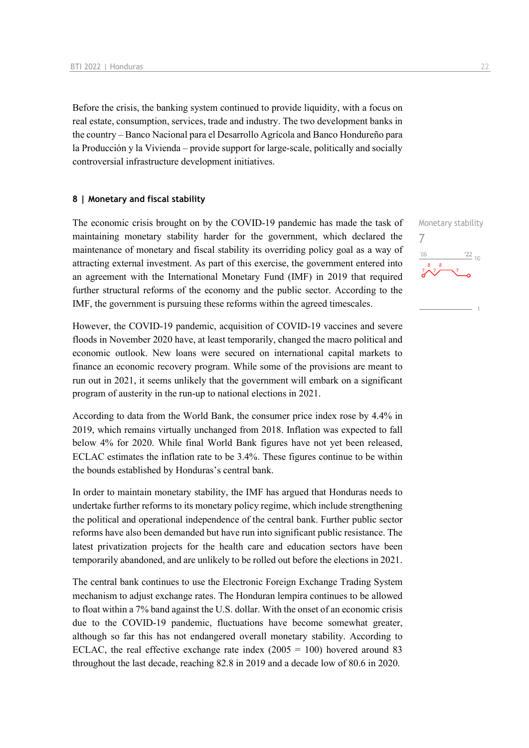Before the crisis, the banking system continued to provide liquidity, with a focus on real estate, consumption, services, trade and industry. The two development banks in the country – Banco Nacional para el Desarrollo Agrícola and Banco Hondureño para la Producción y la Vivienda – provide support for large-scale, politically and socially controversial infrastructure development initiatives.

## 8 | Monetary and fiscal stability

Monetary stability
7

The economic crisis brought on by the COVID-19 pandemic has made the task of maintaining monetary stability harder for the government, which declared the maintenance of monetary and fiscal stability its overriding policy goal as a way of attracting external investment. As part of this exercise, the government entered into an agreement with the International Monetary Fund (IMF) in 2019 that required further structural reforms of the economy and the public sector. According to the IMF, the government is pursuing these reforms within the agreed timescales.

However, the COVID-19 pandemic, acquisition of COVID-19 vaccines and severe floods in November 2020 have, at least temporarily, changed the macro political and economic outlook. New loans were secured on international capital markets to finance an economic recovery program. While some of the provisions are meant to run out in 2021, it seems unlikely that the government will embark on a significant program of austerity in the run-up to national elections in 2021.

According to data from the World Bank, the consumer price index rose by 4.4% in 2019, which remains virtually unchanged from 2018. Inflation was expected to fall below 4% for 2020. While final World Bank figures have not yet been released, ECLAC estimates the inflation rate to be 3.4%. These figures continue to be within the bounds established by Honduras's central bank.

In order to maintain monetary stability, the IMF has argued that Honduras needs to undertake further reforms to its monetary policy regime, which include strengthening the political and operational independence of the central bank. Further public sector reforms have also been demanded but have run into significant public resistance. The latest privatization projects for the health care and education sectors have been temporarily abandoned, and are unlikely to be rolled out before the elections in 2021.

The central bank continues to use the Electronic Foreign Exchange Trading System mechanism to adjust exchange rates. The Honduran lempira continues to be allowed to float within a 7% band against the U.S. dollar. With the onset of an economic crisis due to the COVID-19 pandemic, fluctuations have become somewhat greater, although so far this has not endangered overall monetary stability. According to ECLAC, the real effective exchange rate index (2005 = 100) hovered around 83 throughout the last decade, reaching 82.8 in 2019 and a decade low of 80.6 in 2020.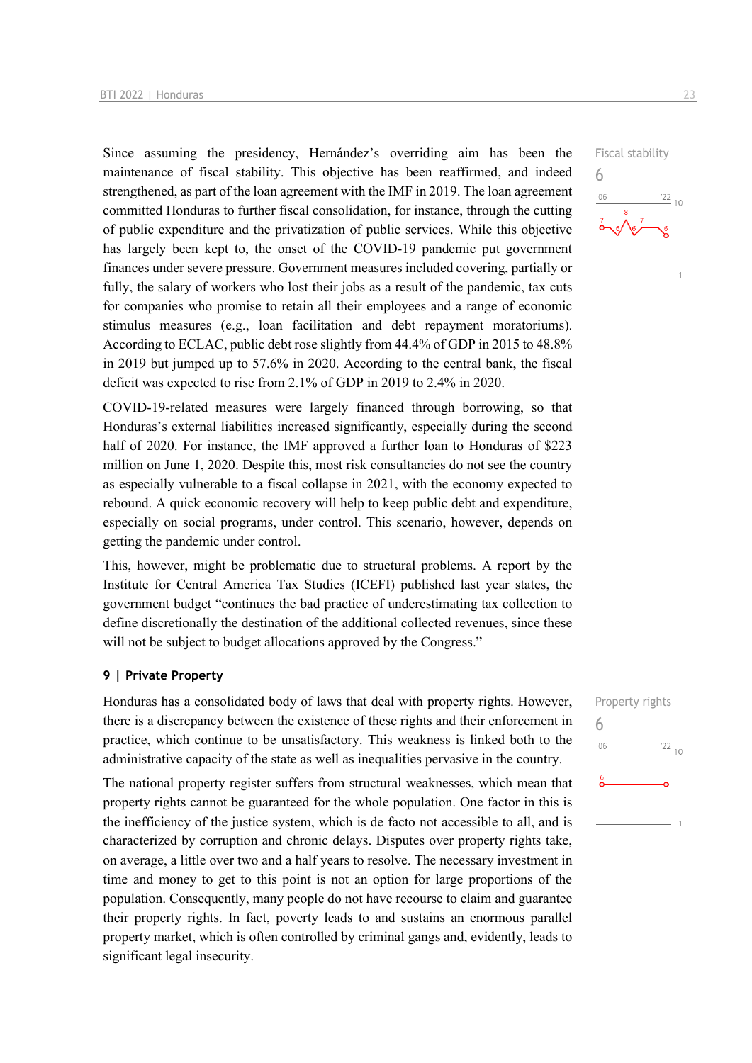Since assuming the presidency, Hernández's overriding aim has been the maintenance of fiscal stability. This objective has been reaffirmed, and indeed strengthened, as part of the loan agreement with the IMF in 2019. The loan agreement committed Honduras to further fiscal consolidation, for instance, through the cutting of public expenditure and the privatization of public services. While this objective has largely been kept to, the onset of the COVID-19 pandemic put government finances under severe pressure. Government measures included covering, partially or fully, the salary of workers who lost their jobs as a result of the pandemic, tax cuts for companies who promise to retain all their employees and a range of economic stimulus measures (e.g., loan facilitation and debt repayment moratoriums). According to ECLAC, public debt rose slightly from 44.4% of GDP in 2015 to 48.8% in 2019 but jumped up to 57.6% in 2020. According to the central bank, the fiscal deficit was expected to rise from 2.1% of GDP in 2019 to 2.4% in 2020.

Fiscal stability
6

COVID-19-related measures were largely financed through borrowing, so that Honduras's external liabilities increased significantly, especially during the second half of 2020. For instance, the IMF approved a further loan to Honduras of $223 million on June 1, 2020. Despite this, most risk consultancies do not see the country as especially vulnerable to a fiscal collapse in 2021, with the economy expected to rebound. A quick economic recovery will help to keep public debt and expenditure, especially on social programs, under control. This scenario, however, depends on getting the pandemic under control.

This, however, might be problematic due to structural problems. A report by the Institute for Central America Tax Studies (ICEFI) published last year states, the government budget "continues the bad practice of underestimating tax collection to define discretionally the destination of the additional collected revenues, since these will not be subject to budget allocations approved by the Congress."

## 9 | Private Property

Honduras has a consolidated body of laws that deal with property rights. However, there is a discrepancy between the existence of these rights and their enforcement in practice, which continue to be unsatisfactory. This weakness is linked both to the administrative capacity of the state as well as inequalities pervasive in the country.

Property rights
6

The national property register suffers from structural weaknesses, which mean that property rights cannot be guaranteed for the whole population. One factor in this is the inefficiency of the justice system, which is de facto not accessible to all, and is characterized by corruption and chronic delays. Disputes over property rights take, on average, a little over two and a half years to resolve. The necessary investment in time and money to get to this point is not an option for large proportions of the population. Consequently, many people do not have recourse to claim and guarantee their property rights. In fact, poverty leads to and sustains an enormous parallel property market, which is often controlled by criminal gangs and, evidently, leads to significant legal insecurity.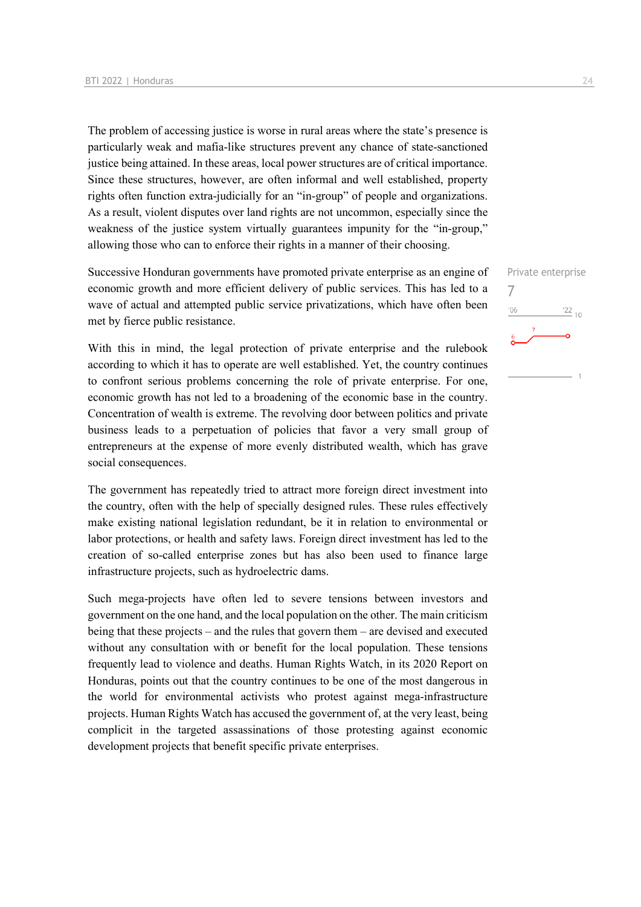The problem of accessing justice is worse in rural areas where the state's presence is particularly weak and mafia-like structures prevent any chance of state-sanctioned justice being attained. In these areas, local power structures are of critical importance. Since these structures, however, are often informal and well established, property rights often function extra-judicially for an "in-group" of people and organizations. As a result, violent disputes over land rights are not uncommon, especially since the weakness of the justice system virtually guarantees impunity for the "in-group," allowing those who can to enforce their rights in a manner of their choosing.

Private enterprise
7

Successive Honduran governments have promoted private enterprise as an engine of economic growth and more efficient delivery of public services. This has led to a wave of actual and attempted public service privatizations, which have often been met by fierce public resistance.

With this in mind, the legal protection of private enterprise and the rulebook according to which it has to operate are well established. Yet, the country continues to confront serious problems concerning the role of private enterprise. For one, economic growth has not led to a broadening of the economic base in the country. Concentration of wealth is extreme. The revolving door between politics and private business leads to a perpetuation of policies that favor a very small group of entrepreneurs at the expense of more evenly distributed wealth, which has grave social consequences.

The government has repeatedly tried to attract more foreign direct investment into the country, often with the help of specially designed rules. These rules effectively make existing national legislation redundant, be it in relation to environmental or labor protections, or health and safety laws. Foreign direct investment has led to the creation of so-called enterprise zones but has also been used to finance large infrastructure projects, such as hydroelectric dams.

Such mega-projects have often led to severe tensions between investors and government on the one hand, and the local population on the other. The main criticism being that these projects – and the rules that govern them – are devised and executed without any consultation with or benefit for the local population. These tensions frequently lead to violence and deaths. Human Rights Watch, in its 2020 Report on Honduras, points out that the country continues to be one of the most dangerous in the world for environmental activists who protest against mega-infrastructure projects. Human Rights Watch has accused the government of, at the very least, being complicit in the targeted assassinations of those protesting against economic development projects that benefit specific private enterprises.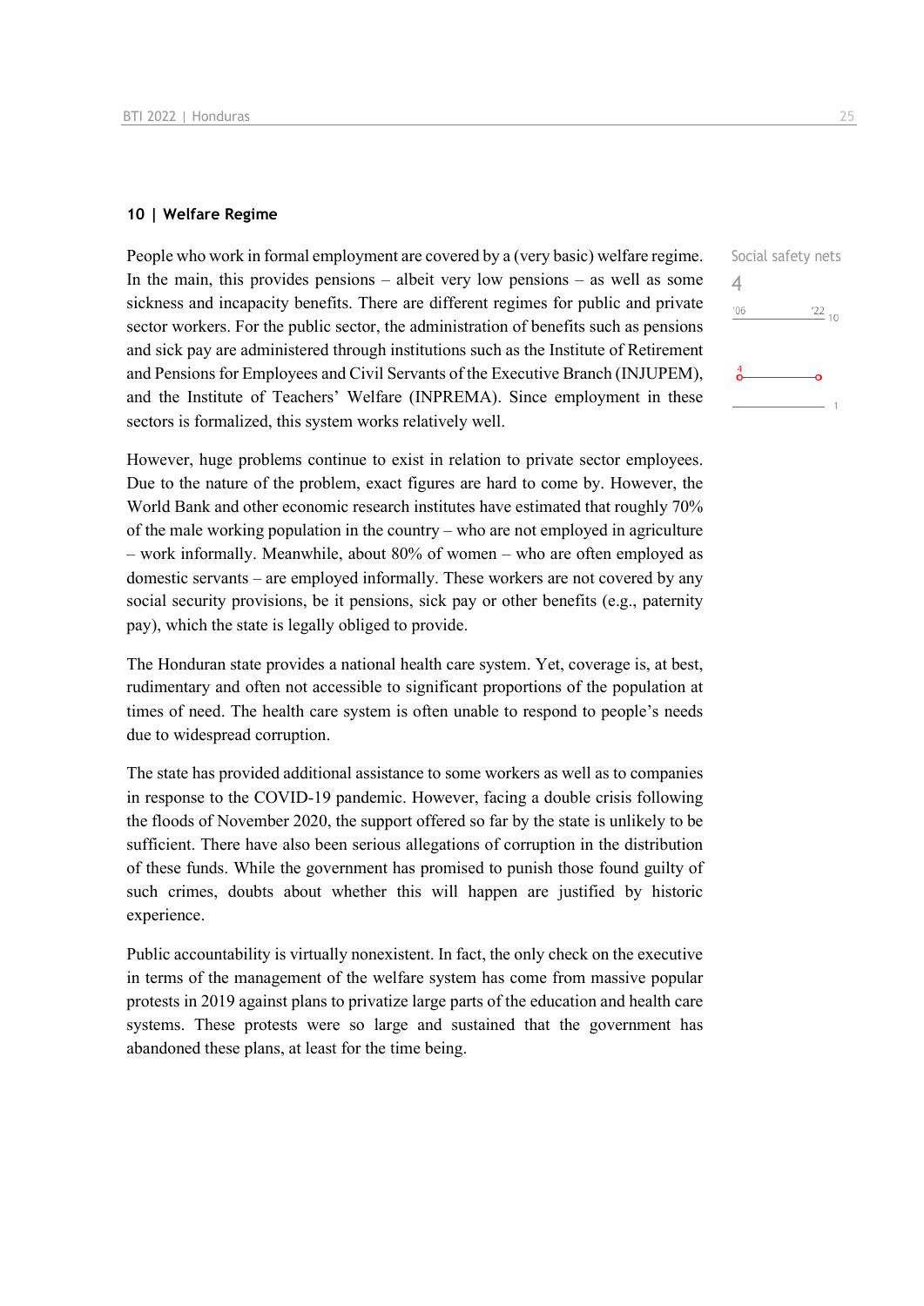## 10 | Welfare Regime

Social safety nets

4

People who work in formal employment are covered by a (very basic) welfare regime. In the main, this provides pensions – albeit very low pensions – as well as some sickness and incapacity benefits. There are different regimes for public and private sector workers. For the public sector, the administration of benefits such as pensions and sick pay are administered through institutions such as the Institute of Retirement and Pensions for Employees and Civil Servants of the Executive Branch (INJUPEM), and the Institute of Teachers' Welfare (INPREMA). Since employment in these sectors is formalized, this system works relatively well.

However, huge problems continue to exist in relation to private sector employees. Due to the nature of the problem, exact figures are hard to come by. However, the World Bank and other economic research institutes have estimated that roughly 70% of the male working population in the country – who are not employed in agriculture – work informally. Meanwhile, about 80% of women – who are often employed as domestic servants – are employed informally. These workers are not covered by any social security provisions, be it pensions, sick pay or other benefits (e.g., paternity pay), which the state is legally obliged to provide.

The Honduran state provides a national health care system. Yet, coverage is, at best, rudimentary and often not accessible to significant proportions of the population at times of need. The health care system is often unable to respond to people's needs due to widespread corruption.

The state has provided additional assistance to some workers as well as to companies in response to the COVID-19 pandemic. However, facing a double crisis following the floods of November 2020, the support offered so far by the state is unlikely to be sufficient. There have also been serious allegations of corruption in the distribution of these funds. While the government has promised to punish those found guilty of such crimes, doubts about whether this will happen are justified by historic experience.

Public accountability is virtually nonexistent. In fact, the only check on the executive in terms of the management of the welfare system has come from massive popular protests in 2019 against plans to privatize large parts of the education and health care systems. These protests were so large and sustained that the government has abandoned these plans, at least for the time being.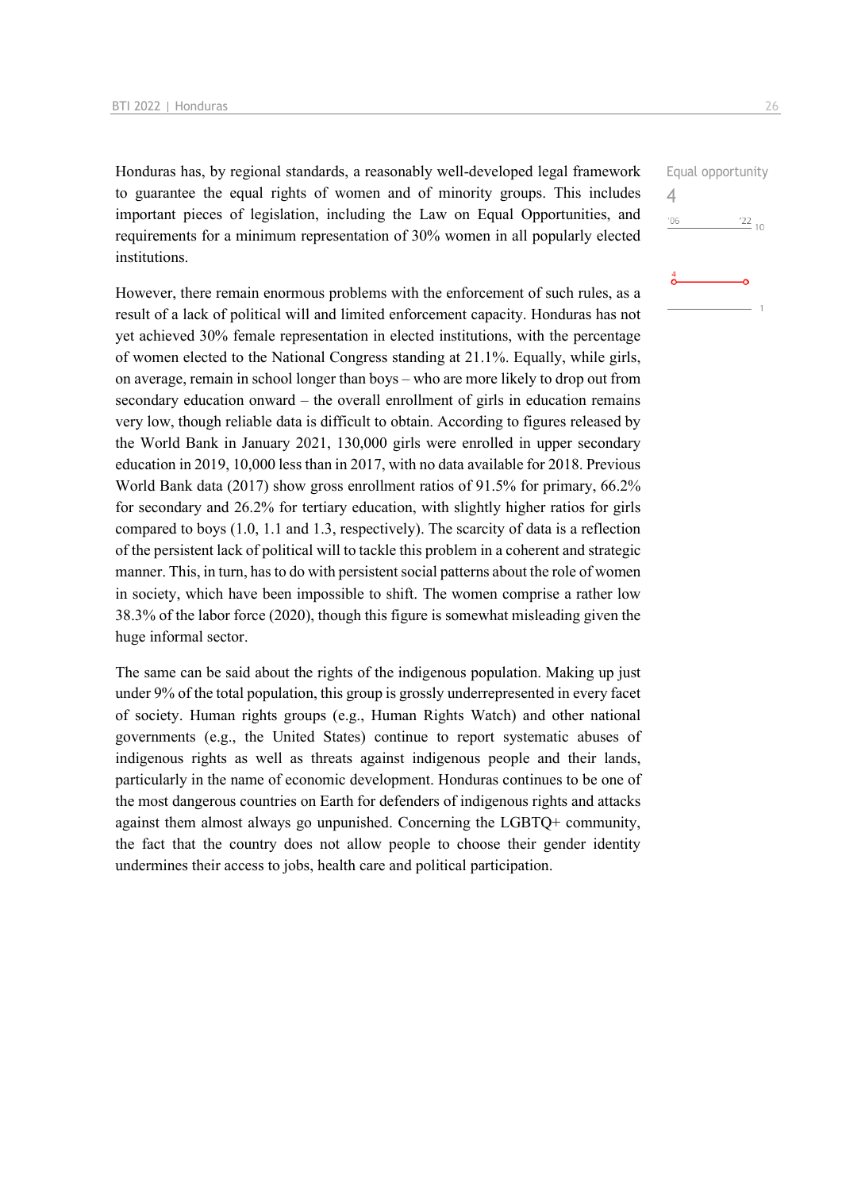Honduras has, by regional standards, a reasonably well-developed legal framework to guarantee the equal rights of women and of minority groups. This includes important pieces of legislation, including the Law on Equal Opportunities, and requirements for a minimum representation of 30% women in all popularly elected institutions.

Equal opportunity
4

However, there remain enormous problems with the enforcement of such rules, as a result of a lack of political will and limited enforcement capacity. Honduras has not yet achieved 30% female representation in elected institutions, with the percentage of women elected to the National Congress standing at 21.1%. Equally, while girls, on average, remain in school longer than boys – who are more likely to drop out from secondary education onward – the overall enrollment of girls in education remains very low, though reliable data is difficult to obtain. According to figures released by the World Bank in January 2021, 130,000 girls were enrolled in upper secondary education in 2019, 10,000 less than in 2017, with no data available for 2018. Previous World Bank data (2017) show gross enrollment ratios of 91.5% for primary, 66.2% for secondary and 26.2% for tertiary education, with slightly higher ratios for girls compared to boys (1.0, 1.1 and 1.3, respectively). The scarcity of data is a reflection of the persistent lack of political will to tackle this problem in a coherent and strategic manner. This, in turn, has to do with persistent social patterns about the role of women in society, which have been impossible to shift. The women comprise a rather low 38.3% of the labor force (2020), though this figure is somewhat misleading given the huge informal sector.

The same can be said about the rights of the indigenous population. Making up just under 9% of the total population, this group is grossly underrepresented in every facet of society. Human rights groups (e.g., Human Rights Watch) and other national governments (e.g., the United States) continue to report systematic abuses of indigenous rights as well as threats against indigenous people and their lands, particularly in the name of economic development. Honduras continues to be one of the most dangerous countries on Earth for defenders of indigenous rights and attacks against them almost always go unpunished. Concerning the LGBTQ+ community, the fact that the country does not allow people to choose their gender identity undermines their access to jobs, health care and political participation.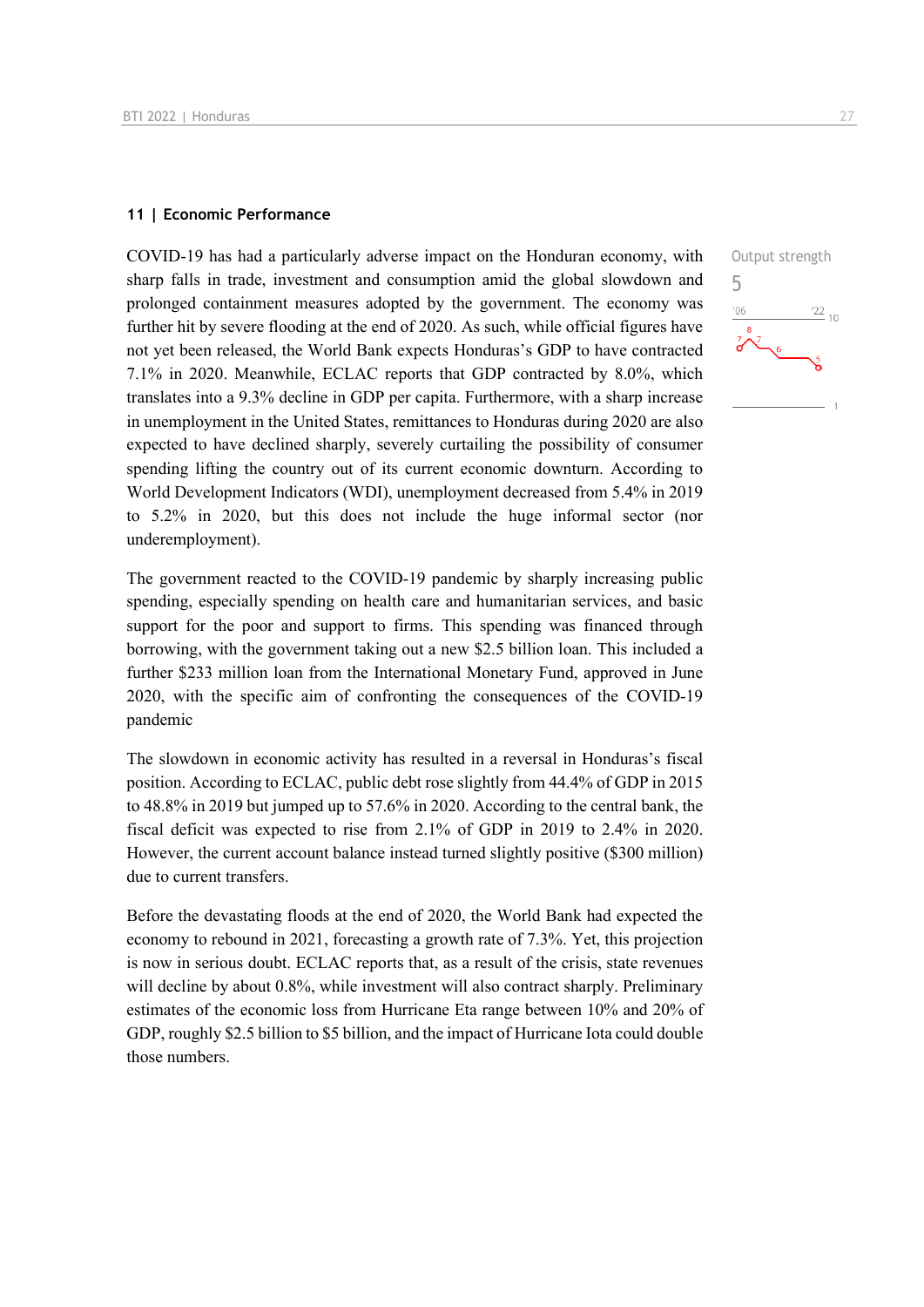## 11 | Economic Performance

COVID-19 has had a particularly adverse impact on the Honduran economy, with sharp falls in trade, investment and consumption amid the global slowdown and prolonged containment measures adopted by the government. The economy was further hit by severe flooding at the end of 2020. As such, while official figures have not yet been released, the World Bank expects Honduras's GDP to have contracted 7.1% in 2020. Meanwhile, ECLAC reports that GDP contracted by 8.0%, which translates into a 9.3% decline in GDP per capita. Furthermore, with a sharp increase in unemployment in the United States, remittances to Honduras during 2020 are also expected to have declined sharply, severely curtailing the possibility of consumer spending lifting the country out of its current economic downturn. According to World Development Indicators (WDI), unemployment decreased from 5.4% in 2019 to 5.2% in 2020, but this does not include the huge informal sector (nor underemployment).

Output strength
5

The government reacted to the COVID-19 pandemic by sharply increasing public spending, especially spending on health care and humanitarian services, and basic support for the poor and support to firms. This spending was financed through borrowing, with the government taking out a new $2.5 billion loan. This included a further $233 million loan from the International Monetary Fund, approved in June 2020, with the specific aim of confronting the consequences of the COVID-19 pandemic

The slowdown in economic activity has resulted in a reversal in Honduras's fiscal position. According to ECLAC, public debt rose slightly from 44.4% of GDP in 2015 to 48.8% in 2019 but jumped up to 57.6% in 2020. According to the central bank, the fiscal deficit was expected to rise from 2.1% of GDP in 2019 to 2.4% in 2020. However, the current account balance instead turned slightly positive ($300 million) due to current transfers.

Before the devastating floods at the end of 2020, the World Bank had expected the economy to rebound in 2021, forecasting a growth rate of 7.3%. Yet, this projection is now in serious doubt. ECLAC reports that, as a result of the crisis, state revenues will decline by about 0.8%, while investment will also contract sharply. Preliminary estimates of the economic loss from Hurricane Eta range between 10% and 20% of GDP, roughly $2.5 billion to $5 billion, and the impact of Hurricane Iota could double those numbers.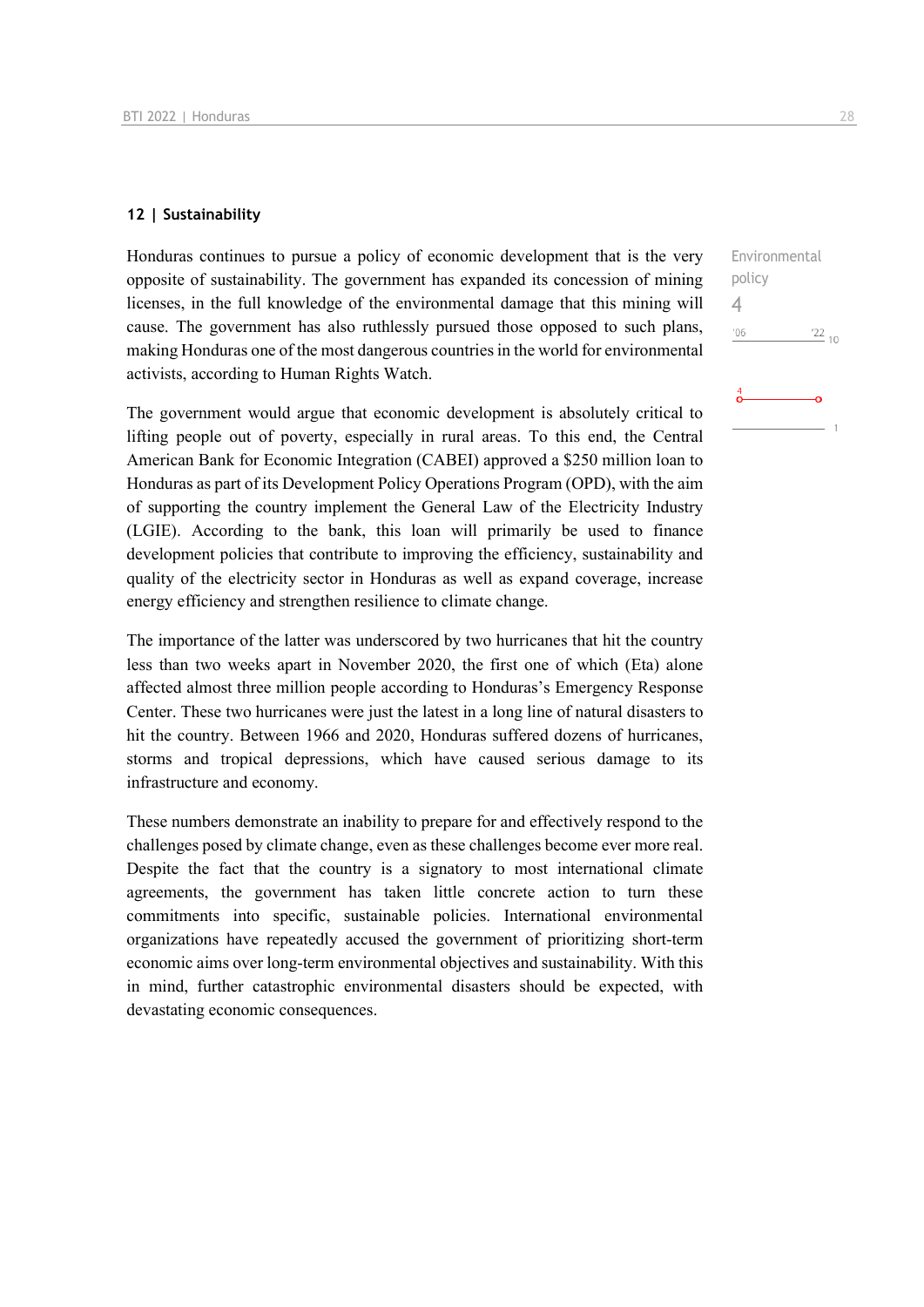## 12 | Sustainability

Environmental policy

4

Honduras continues to pursue a policy of economic development that is the very opposite of sustainability. The government has expanded its concession of mining licenses, in the full knowledge of the environmental damage that this mining will cause. The government has also ruthlessly pursued those opposed to such plans, making Honduras one of the most dangerous countries in the world for environmental activists, according to Human Rights Watch.

The government would argue that economic development is absolutely critical to lifting people out of poverty, especially in rural areas. To this end, the Central American Bank for Economic Integration (CABEI) approved a $250 million loan to Honduras as part of its Development Policy Operations Program (OPD), with the aim of supporting the country implement the General Law of the Electricity Industry (LGIE). According to the bank, this loan will primarily be used to finance development policies that contribute to improving the efficiency, sustainability and quality of the electricity sector in Honduras as well as expand coverage, increase energy efficiency and strengthen resilience to climate change.

The importance of the latter was underscored by two hurricanes that hit the country less than two weeks apart in November 2020, the first one of which (Eta) alone affected almost three million people according to Honduras's Emergency Response Center. These two hurricanes were just the latest in a long line of natural disasters to hit the country. Between 1966 and 2020, Honduras suffered dozens of hurricanes, storms and tropical depressions, which have caused serious damage to its infrastructure and economy.

These numbers demonstrate an inability to prepare for and effectively respond to the challenges posed by climate change, even as these challenges become ever more real. Despite the fact that the country is a signatory to most international climate agreements, the government has taken little concrete action to turn these commitments into specific, sustainable policies. International environmental organizations have repeatedly accused the government of prioritizing short-term economic aims over long-term environmental objectives and sustainability. With this in mind, further catastrophic environmental disasters should be expected, with devastating economic consequences.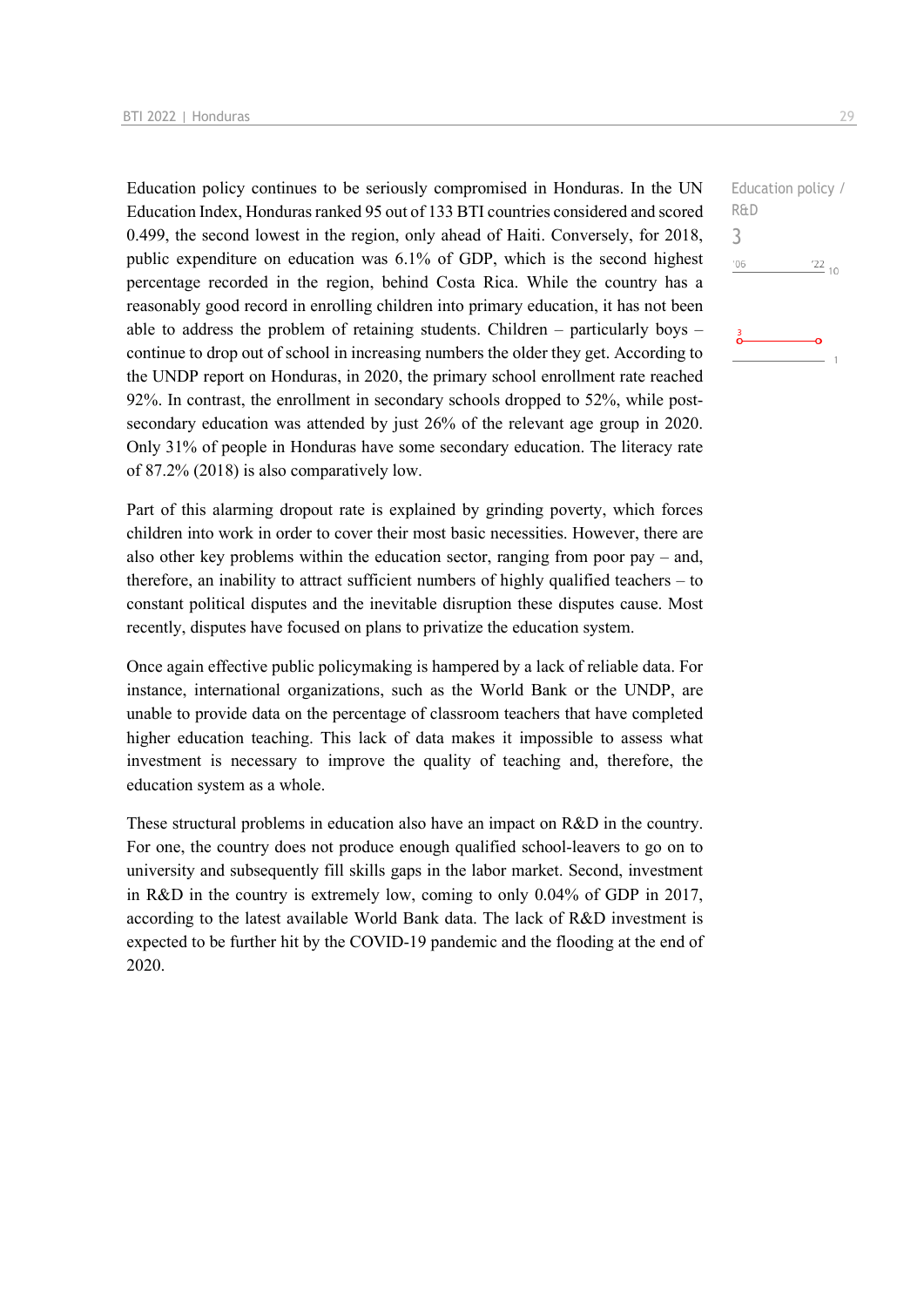Education policy continues to be seriously compromised in Honduras. In the UN Education Index, Honduras ranked 95 out of 133 BTI countries considered and scored 0.499, the second lowest in the region, only ahead of Haiti. Conversely, for 2018, public expenditure on education was 6.1% of GDP, which is the second highest percentage recorded in the region, behind Costa Rica. While the country has a reasonably good record in enrolling children into primary education, it has not been able to address the problem of retaining students. Children – particularly boys – continue to drop out of school in increasing numbers the older they get. According to the UNDP report on Honduras, in 2020, the primary school enrollment rate reached 92%. In contrast, the enrollment in secondary schools dropped to 52%, while post-secondary education was attended by just 26% of the relevant age group in 2020. Only 31% of people in Honduras have some secondary education. The literacy rate of 87.2% (2018) is also comparatively low.

Education policy / R&D
3

Part of this alarming dropout rate is explained by grinding poverty, which forces children into work in order to cover their most basic necessities. However, there are also other key problems within the education sector, ranging from poor pay – and, therefore, an inability to attract sufficient numbers of highly qualified teachers – to constant political disputes and the inevitable disruption these disputes cause. Most recently, disputes have focused on plans to privatize the education system.

Once again effective public policymaking is hampered by a lack of reliable data. For instance, international organizations, such as the World Bank or the UNDP, are unable to provide data on the percentage of classroom teachers that have completed higher education teaching. This lack of data makes it impossible to assess what investment is necessary to improve the quality of teaching and, therefore, the education system as a whole.

These structural problems in education also have an impact on R&D in the country. For one, the country does not produce enough qualified school-leavers to go on to university and subsequently fill skills gaps in the labor market. Second, investment in R&D in the country is extremely low, coming to only 0.04% of GDP in 2017, according to the latest available World Bank data. The lack of R&D investment is expected to be further hit by the COVID-19 pandemic and the flooding at the end of 2020.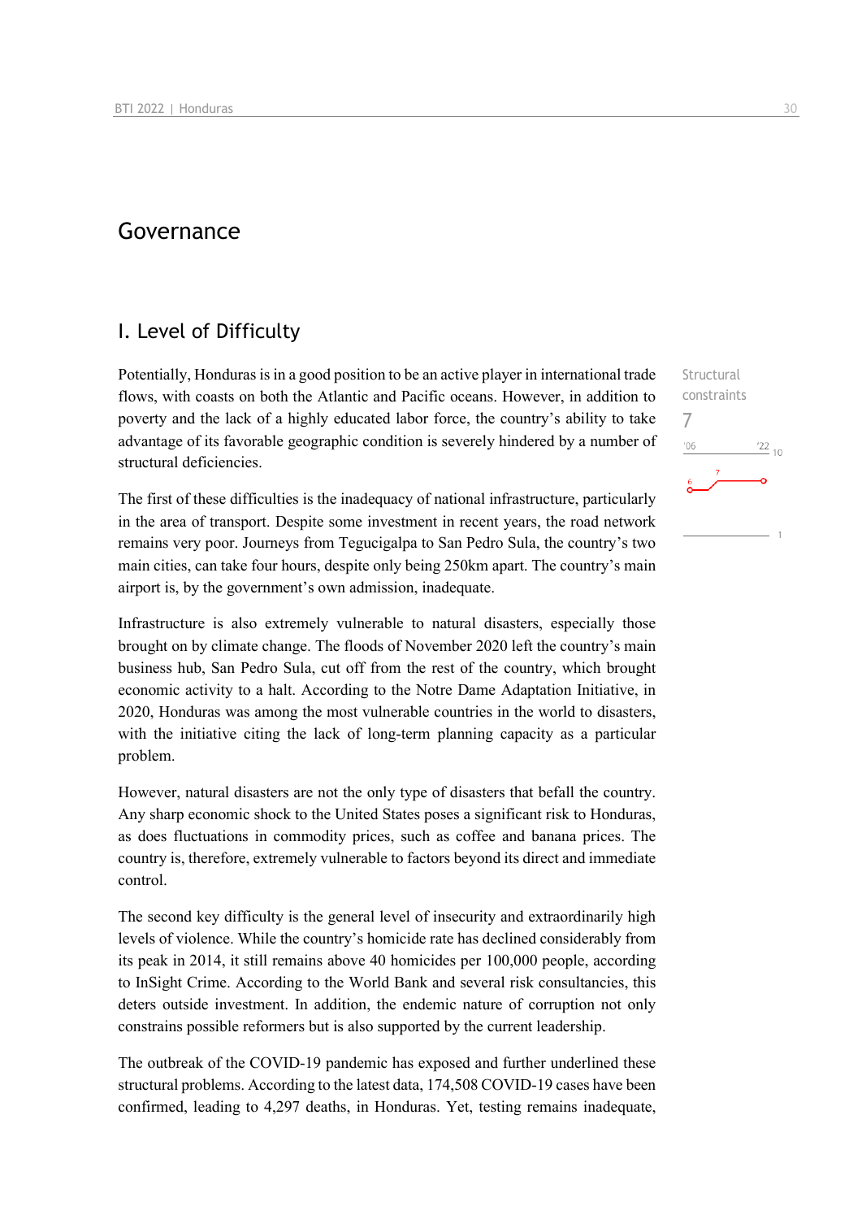# Governance

## I. Level of Difficulty

Structural constraints

7

Potentially, Honduras is in a good position to be an active player in international trade flows, with coasts on both the Atlantic and Pacific oceans. However, in addition to poverty and the lack of a highly educated labor force, the country's ability to take advantage of its favorable geographic condition is severely hindered by a number of structural deficiencies.

The first of these difficulties is the inadequacy of national infrastructure, particularly in the area of transport. Despite some investment in recent years, the road network remains very poor. Journeys from Tegucigalpa to San Pedro Sula, the country's two main cities, can take four hours, despite only being 250km apart. The country's main airport is, by the government's own admission, inadequate.

Infrastructure is also extremely vulnerable to natural disasters, especially those brought on by climate change. The floods of November 2020 left the country's main business hub, San Pedro Sula, cut off from the rest of the country, which brought economic activity to a halt. According to the Notre Dame Adaptation Initiative, in 2020, Honduras was among the most vulnerable countries in the world to disasters, with the initiative citing the lack of long-term planning capacity as a particular problem.

However, natural disasters are not the only type of disasters that befall the country. Any sharp economic shock to the United States poses a significant risk to Honduras, as does fluctuations in commodity prices, such as coffee and banana prices. The country is, therefore, extremely vulnerable to factors beyond its direct and immediate control.

The second key difficulty is the general level of insecurity and extraordinarily high levels of violence. While the country's homicide rate has declined considerably from its peak in 2014, it still remains above 40 homicides per 100,000 people, according to InSight Crime. According to the World Bank and several risk consultancies, this deters outside investment. In addition, the endemic nature of corruption not only constrains possible reformers but is also supported by the current leadership.

The outbreak of the COVID-19 pandemic has exposed and further underlined these structural problems. According to the latest data, 174,508 COVID-19 cases have been confirmed, leading to 4,297 deaths, in Honduras. Yet, testing remains inadequate,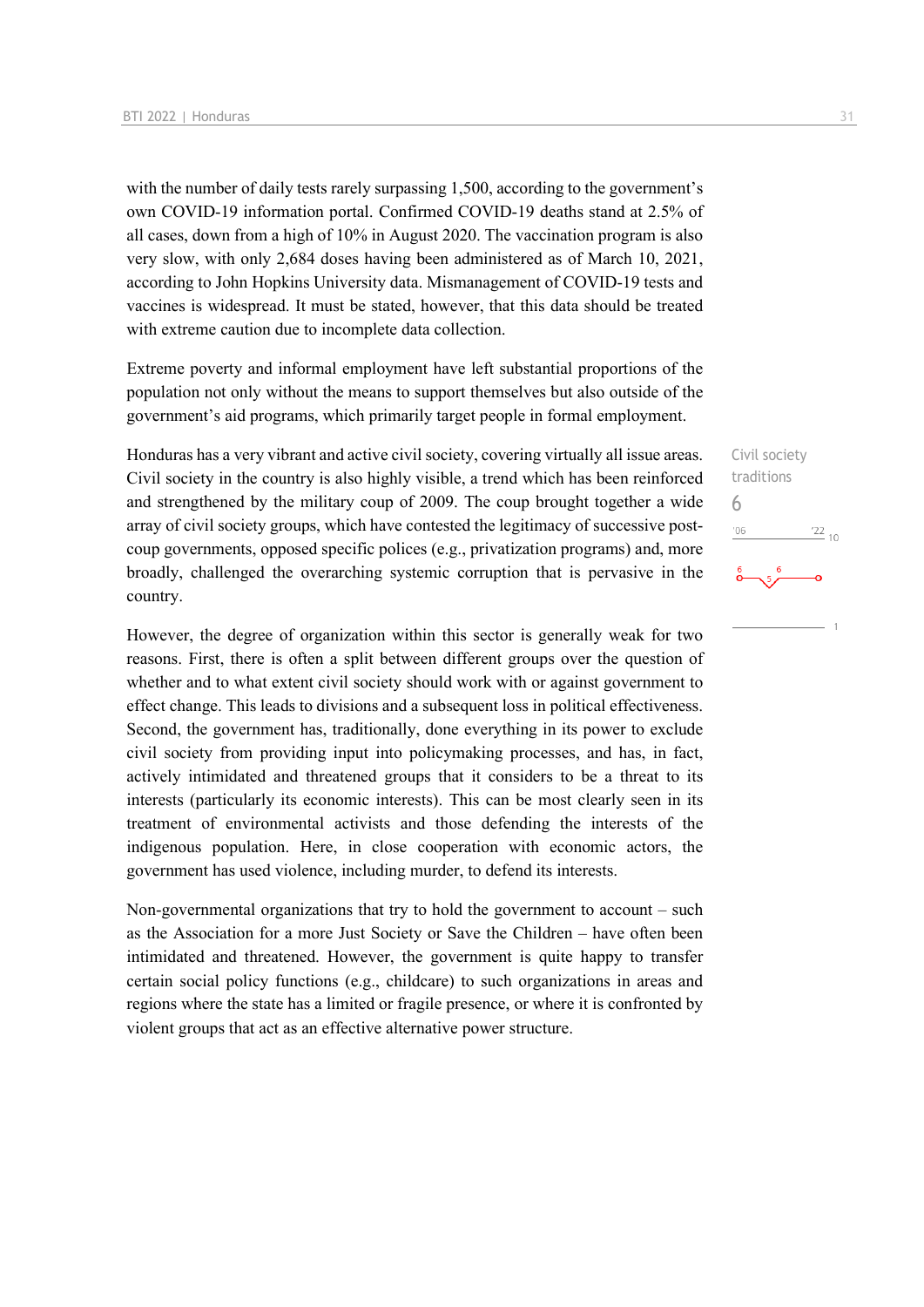with the number of daily tests rarely surpassing 1,500, according to the government's own COVID-19 information portal. Confirmed COVID-19 deaths stand at 2.5% of all cases, down from a high of 10% in August 2020. The vaccination program is also very slow, with only 2,684 doses having been administered as of March 10, 2021, according to John Hopkins University data. Mismanagement of COVID-19 tests and vaccines is widespread. It must be stated, however, that this data should be treated with extreme caution due to incomplete data collection.

Extreme poverty and informal employment have left substantial proportions of the population not only without the means to support themselves but also outside of the government's aid programs, which primarily target people in formal employment.

Civil society traditions
6

Honduras has a very vibrant and active civil society, covering virtually all issue areas. Civil society in the country is also highly visible, a trend which has been reinforced and strengthened by the military coup of 2009. The coup brought together a wide array of civil society groups, which have contested the legitimacy of successive post-coup governments, opposed specific polices (e.g., privatization programs) and, more broadly, challenged the overarching systemic corruption that is pervasive in the country.

However, the degree of organization within this sector is generally weak for two reasons. First, there is often a split between different groups over the question of whether and to what extent civil society should work with or against government to effect change. This leads to divisions and a subsequent loss in political effectiveness. Second, the government has, traditionally, done everything in its power to exclude civil society from providing input into policymaking processes, and has, in fact, actively intimidated and threatened groups that it considers to be a threat to its interests (particularly its economic interests). This can be most clearly seen in its treatment of environmental activists and those defending the interests of the indigenous population. Here, in close cooperation with economic actors, the government has used violence, including murder, to defend its interests.

Non-governmental organizations that try to hold the government to account – such as the Association for a more Just Society or Save the Children – have often been intimidated and threatened. However, the government is quite happy to transfer certain social policy functions (e.g., childcare) to such organizations in areas and regions where the state has a limited or fragile presence, or where it is confronted by violent groups that act as an effective alternative power structure.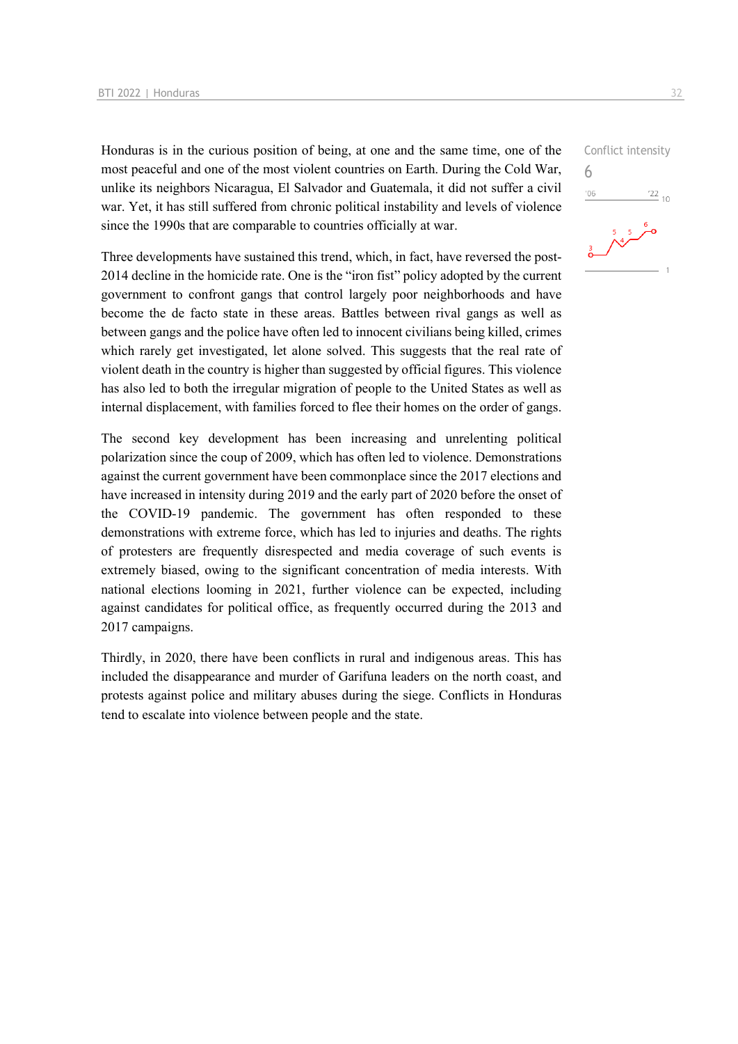Conflict intensity

6

Honduras is in the curious position of being, at one and the same time, one of the most peaceful and one of the most violent countries on Earth. During the Cold War, unlike its neighbors Nicaragua, El Salvador and Guatemala, it did not suffer a civil war. Yet, it has still suffered from chronic political instability and levels of violence since the 1990s that are comparable to countries officially at war.

Three developments have sustained this trend, which, in fact, have reversed the post-2014 decline in the homicide rate. One is the "iron fist" policy adopted by the current government to confront gangs that control largely poor neighborhoods and have become the de facto state in these areas. Battles between rival gangs as well as between gangs and the police have often led to innocent civilians being killed, crimes which rarely get investigated, let alone solved. This suggests that the real rate of violent death in the country is higher than suggested by official figures. This violence has also led to both the irregular migration of people to the United States as well as internal displacement, with families forced to flee their homes on the order of gangs.

The second key development has been increasing and unrelenting political polarization since the coup of 2009, which has often led to violence. Demonstrations against the current government have been commonplace since the 2017 elections and have increased in intensity during 2019 and the early part of 2020 before the onset of the COVID-19 pandemic. The government has often responded to these demonstrations with extreme force, which has led to injuries and deaths. The rights of protesters are frequently disrespected and media coverage of such events is extremely biased, owing to the significant concentration of media interests. With national elections looming in 2021, further violence can be expected, including against candidates for political office, as frequently occurred during the 2013 and 2017 campaigns.

Thirdly, in 2020, there have been conflicts in rural and indigenous areas. This has included the disappearance and murder of Garifuna leaders on the north coast, and protests against police and military abuses during the siege. Conflicts in Honduras tend to escalate into violence between people and the state.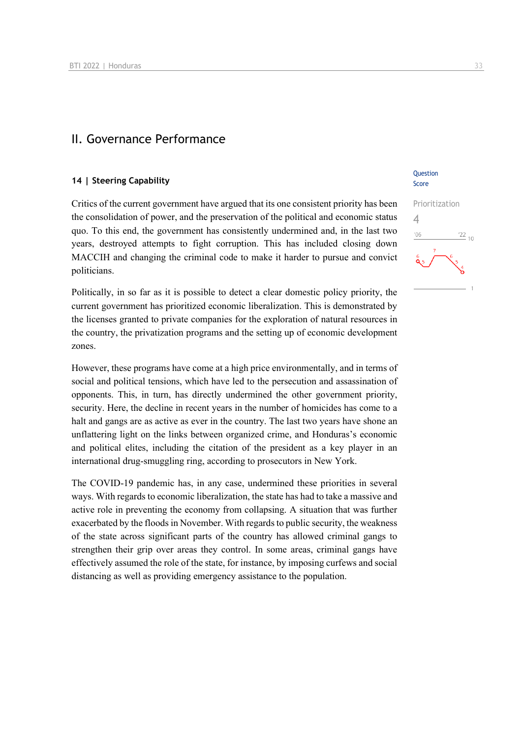# II. Governance Performance

## 14 | Steering Capability

Question Score

Prioritization

4

Critics of the current government have argued that its one consistent priority has been the consolidation of power, and the preservation of the political and economic status quo. To this end, the government has consistently undermined and, in the last two years, destroyed attempts to fight corruption. This has included closing down MACCIH and changing the criminal code to make it harder to pursue and convict politicians.

Politically, in so far as it is possible to detect a clear domestic policy priority, the current government has prioritized economic liberalization. This is demonstrated by the licenses granted to private companies for the exploration of natural resources in the country, the privatization programs and the setting up of economic development zones.

However, these programs have come at a high price environmentally, and in terms of social and political tensions, which have led to the persecution and assassination of opponents. This, in turn, has directly undermined the other government priority, security. Here, the decline in recent years in the number of homicides has come to a halt and gangs are as active as ever in the country. The last two years have shone an unflattering light on the links between organized crime, and Honduras's economic and political elites, including the citation of the president as a key player in an international drug-smuggling ring, according to prosecutors in New York.

The COVID-19 pandemic has, in any case, undermined these priorities in several ways. With regards to economic liberalization, the state has had to take a massive and active role in preventing the economy from collapsing. A situation that was further exacerbated by the floods in November. With regards to public security, the weakness of the state across significant parts of the country has allowed criminal gangs to strengthen their grip over areas they control. In some areas, criminal gangs have effectively assumed the role of the state, for instance, by imposing curfews and social distancing as well as providing emergency assistance to the population.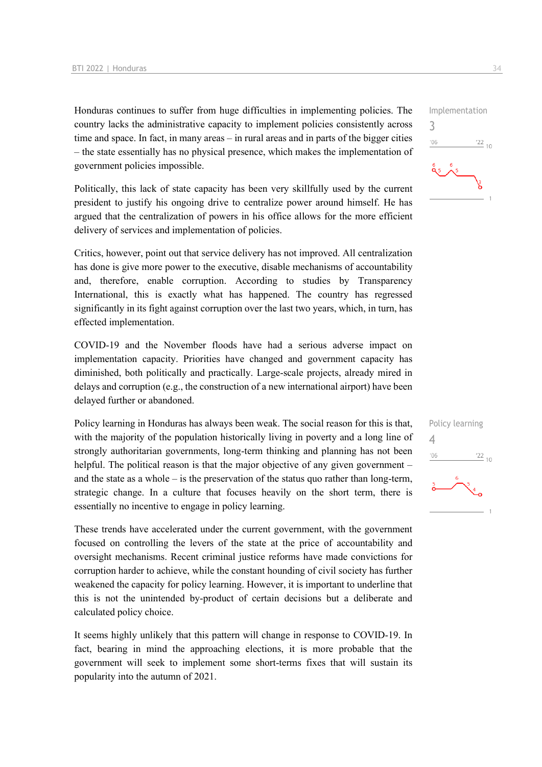Honduras continues to suffer from huge difficulties in implementing policies. The country lacks the administrative capacity to implement policies consistently across time and space. In fact, in many areas – in rural areas and in parts of the bigger cities – the state essentially has no physical presence, which makes the implementation of government policies impossible.

Implementation
3

Politically, this lack of state capacity has been very skillfully used by the current president to justify his ongoing drive to centralize power around himself. He has argued that the centralization of powers in his office allows for the more efficient delivery of services and implementation of policies.

Critics, however, point out that service delivery has not improved. All centralization has done is give more power to the executive, disable mechanisms of accountability and, therefore, enable corruption. According to studies by Transparency International, this is exactly what has happened. The country has regressed significantly in its fight against corruption over the last two years, which, in turn, has effected implementation.

COVID-19 and the November floods have had a serious adverse impact on implementation capacity. Priorities have changed and government capacity has diminished, both politically and practically. Large-scale projects, already mired in delays and corruption (e.g., the construction of a new international airport) have been delayed further or abandoned.

Policy learning in Honduras has always been weak. The social reason for this is that, with the majority of the population historically living in poverty and a long line of strongly authoritarian governments, long-term thinking and planning has not been helpful. The political reason is that the major objective of any given government – and the state as a whole – is the preservation of the status quo rather than long-term, strategic change. In a culture that focuses heavily on the short term, there is essentially no incentive to engage in policy learning.

Policy learning
4

These trends have accelerated under the current government, with the government focused on controlling the levers of the state at the price of accountability and oversight mechanisms. Recent criminal justice reforms have made convictions for corruption harder to achieve, while the constant hounding of civil society has further weakened the capacity for policy learning. However, it is important to underline that this is not the unintended by-product of certain decisions but a deliberate and calculated policy choice.

It seems highly unlikely that this pattern will change in response to COVID-19. In fact, bearing in mind the approaching elections, it is more probable that the government will seek to implement some short-terms fixes that will sustain its popularity into the autumn of 2021.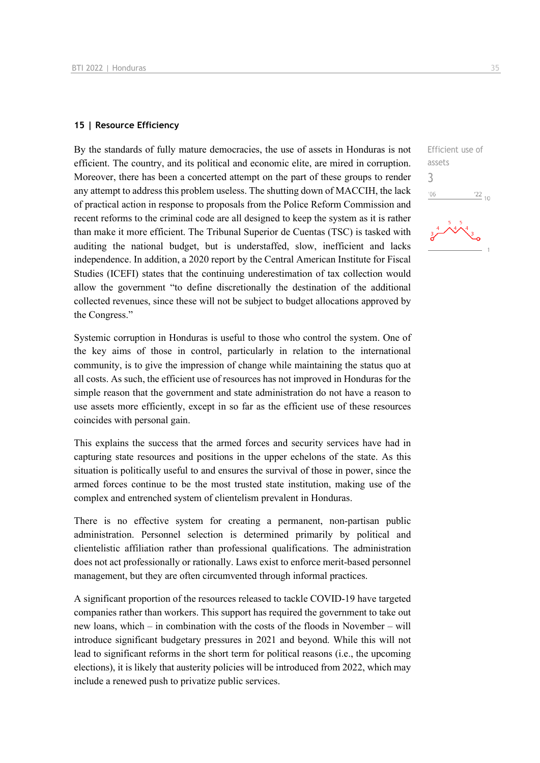## 15 | Resource Efficiency

Efficient use of assets

3

By the standards of fully mature democracies, the use of assets in Honduras is not efficient. The country, and its political and economic elite, are mired in corruption. Moreover, there has been a concerted attempt on the part of these groups to render any attempt to address this problem useless. The shutting down of MACCIH, the lack of practical action in response to proposals from the Police Reform Commission and recent reforms to the criminal code are all designed to keep the system as it is rather than make it more efficient. The Tribunal Superior de Cuentas (TSC) is tasked with auditing the national budget, but is understaffed, slow, inefficient and lacks independence. In addition, a 2020 report by the Central American Institute for Fiscal Studies (ICEFI) states that the continuing underestimation of tax collection would allow the government "to define discretionally the destination of the additional collected revenues, since these will not be subject to budget allocations approved by the Congress."

Systemic corruption in Honduras is useful to those who control the system. One of the key aims of those in control, particularly in relation to the international community, is to give the impression of change while maintaining the status quo at all costs. As such, the efficient use of resources has not improved in Honduras for the simple reason that the government and state administration do not have a reason to use assets more efficiently, except in so far as the efficient use of these resources coincides with personal gain.

This explains the success that the armed forces and security services have had in capturing state resources and positions in the upper echelons of the state. As this situation is politically useful to and ensures the survival of those in power, since the armed forces continue to be the most trusted state institution, making use of the complex and entrenched system of clientelism prevalent in Honduras.

There is no effective system for creating a permanent, non-partisan public administration. Personnel selection is determined primarily by political and clientelistic affiliation rather than professional qualifications. The administration does not act professionally or rationally. Laws exist to enforce merit-based personnel management, but they are often circumvented through informal practices.

A significant proportion of the resources released to tackle COVID-19 have targeted companies rather than workers. This support has required the government to take out new loans, which – in combination with the costs of the floods in November – will introduce significant budgetary pressures in 2021 and beyond. While this will not lead to significant reforms in the short term for political reasons (i.e., the upcoming elections), it is likely that austerity policies will be introduced from 2022, which may include a renewed push to privatize public services.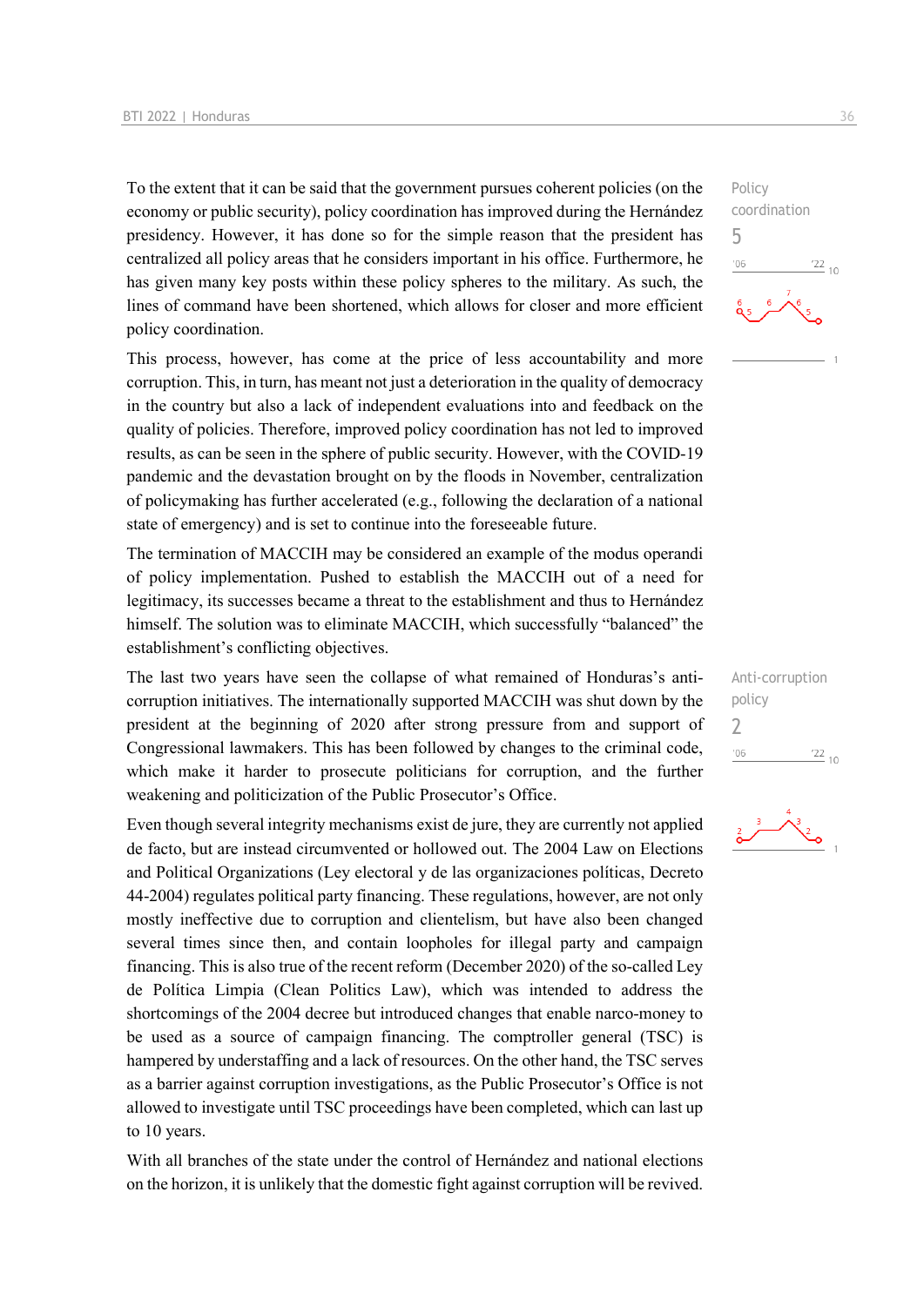To the extent that it can be said that the government pursues coherent policies (on the economy or public security), policy coordination has improved during the Hernández presidency. However, it has done so for the simple reason that the president has centralized all policy areas that he considers important in his office. Furthermore, he has given many key posts within these policy spheres to the military. As such, the lines of command have been shortened, which allows for closer and more efficient policy coordination.

Policy coordination
5

This process, however, has come at the price of less accountability and more corruption. This, in turn, has meant not just a deterioration in the quality of democracy in the country but also a lack of independent evaluations into and feedback on the quality of policies. Therefore, improved policy coordination has not led to improved results, as can be seen in the sphere of public security. However, with the COVID-19 pandemic and the devastation brought on by the floods in November, centralization of policymaking has further accelerated (e.g., following the declaration of a national state of emergency) and is set to continue into the foreseeable future.

The termination of MACCIH may be considered an example of the modus operandi of policy implementation. Pushed to establish the MACCIH out of a need for legitimacy, its successes became a threat to the establishment and thus to Hernández himself. The solution was to eliminate MACCIH, which successfully "balanced" the establishment's conflicting objectives.

The last two years have seen the collapse of what remained of Honduras's anti-corruption initiatives. The internationally supported MACCIH was shut down by the president at the beginning of 2020 after strong pressure from and support of Congressional lawmakers. This has been followed by changes to the criminal code, which make it harder to prosecute politicians for corruption, and the further weakening and politicization of the Public Prosecutor's Office.

Anti-corruption policy
2

Even though several integrity mechanisms exist de jure, they are currently not applied de facto, but are instead circumvented or hollowed out. The 2004 Law on Elections and Political Organizations (Ley electoral y de las organizaciones políticas, Decreto 44-2004) regulates political party financing. These regulations, however, are not only mostly ineffective due to corruption and clientelism, but have also been changed several times since then, and contain loopholes for illegal party and campaign financing. This is also true of the recent reform (December 2020) of the so-called Ley de Política Limpia (Clean Politics Law), which was intended to address the shortcomings of the 2004 decree but introduced changes that enable narco-money to be used as a source of campaign financing. The comptroller general (TSC) is hampered by understaffing and a lack of resources. On the other hand, the TSC serves as a barrier against corruption investigations, as the Public Prosecutor's Office is not allowed to investigate until TSC proceedings have been completed, which can last up to 10 years.

With all branches of the state under the control of Hernández and national elections on the horizon, it is unlikely that the domestic fight against corruption will be revived.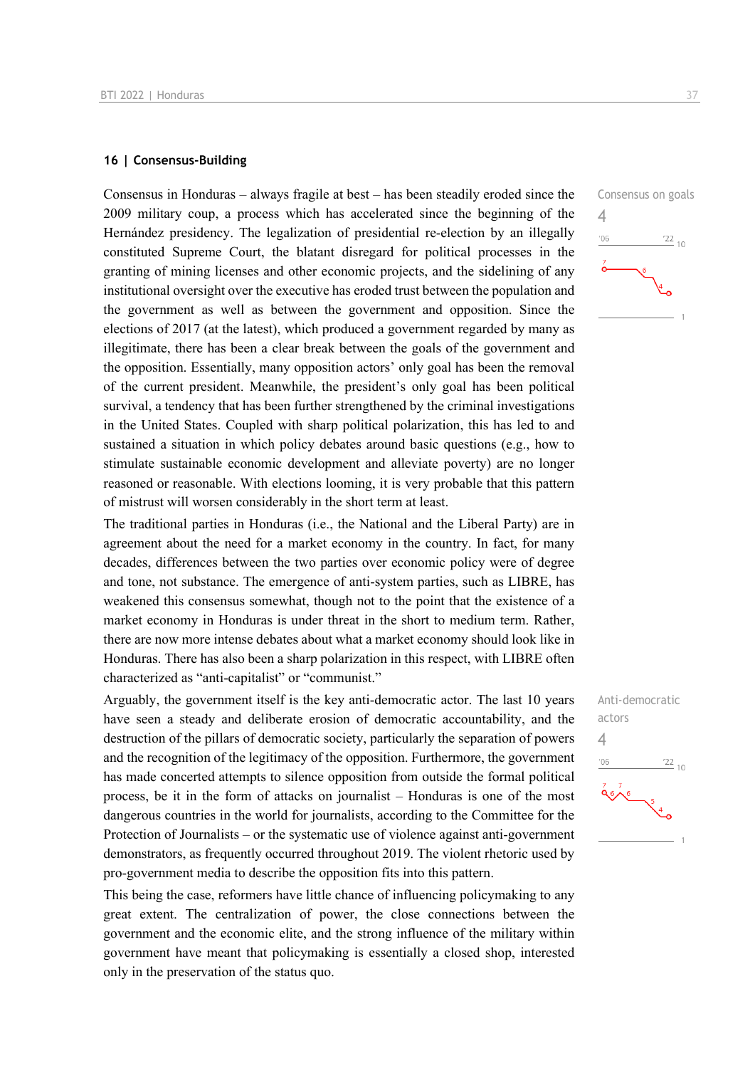## 16 | Consensus-Building

Consensus on goals
4

Consensus in Honduras – always fragile at best – has been steadily eroded since the 2009 military coup, a process which has accelerated since the beginning of the Hernández presidency. The legalization of presidential re-election by an illegally constituted Supreme Court, the blatant disregard for political processes in the granting of mining licenses and other economic projects, and the sidelining of any institutional oversight over the executive has eroded trust between the population and the government as well as between the government and opposition. Since the elections of 2017 (at the latest), which produced a government regarded by many as illegitimate, there has been a clear break between the goals of the government and the opposition. Essentially, many opposition actors' only goal has been the removal of the current president. Meanwhile, the president's only goal has been political survival, a tendency that has been further strengthened by the criminal investigations in the United States. Coupled with sharp political polarization, this has led to and sustained a situation in which policy debates around basic questions (e.g., how to stimulate sustainable economic development and alleviate poverty) are no longer reasoned or reasonable. With elections looming, it is very probable that this pattern of mistrust will worsen considerably in the short term at least.

The traditional parties in Honduras (i.e., the National and the Liberal Party) are in agreement about the need for a market economy in the country. In fact, for many decades, differences between the two parties over economic policy were of degree and tone, not substance. The emergence of anti-system parties, such as LIBRE, has weakened this consensus somewhat, though not to the point that the existence of a market economy in Honduras is under threat in the short to medium term. Rather, there are now more intense debates about what a market economy should look like in Honduras. There has also been a sharp polarization in this respect, with LIBRE often characterized as "anti-capitalist" or "communist."

Anti-democratic actors
4

Arguably, the government itself is the key anti-democratic actor. The last 10 years have seen a steady and deliberate erosion of democratic accountability, and the destruction of the pillars of democratic society, particularly the separation of powers and the recognition of the legitimacy of the opposition. Furthermore, the government has made concerted attempts to silence opposition from outside the formal political process, be it in the form of attacks on journalist – Honduras is one of the most dangerous countries in the world for journalists, according to the Committee for the Protection of Journalists – or the systematic use of violence against anti-government demonstrators, as frequently occurred throughout 2019. The violent rhetoric used by pro-government media to describe the opposition fits into this pattern.

This being the case, reformers have little chance of influencing policymaking to any great extent. The centralization of power, the close connections between the government and the economic elite, and the strong influence of the military within government have meant that policymaking is essentially a closed shop, interested only in the preservation of the status quo.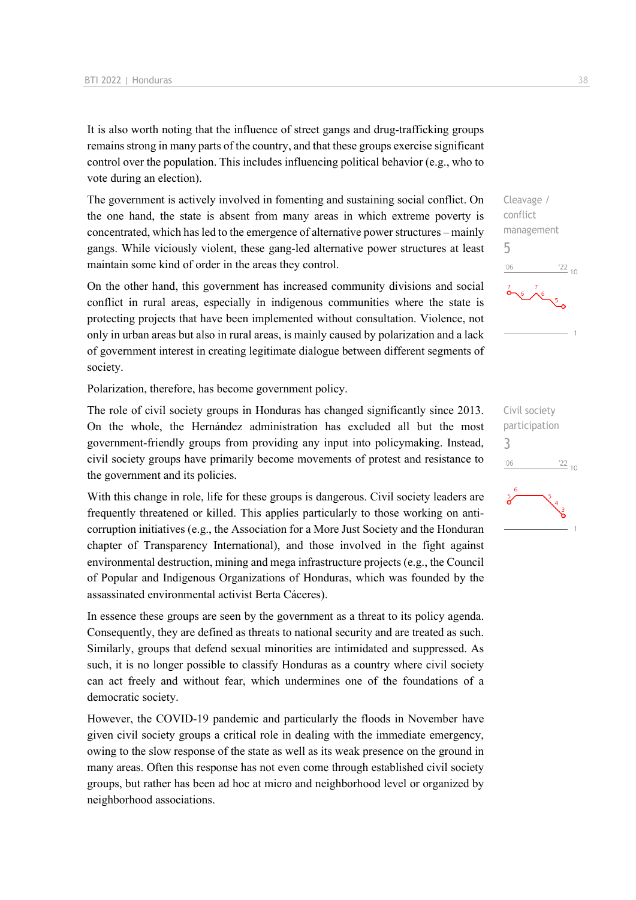It is also worth noting that the influence of street gangs and drug-trafficking groups remains strong in many parts of the country, and that these groups exercise significant control over the population. This includes influencing political behavior (e.g., who to vote during an election).

The government is actively involved in fomenting and sustaining social conflict. On the one hand, the state is absent from many areas in which extreme poverty is concentrated, which has led to the emergence of alternative power structures – mainly gangs. While viciously violent, these gang-led alternative power structures at least maintain some kind of order in the areas they control.

Cleavage / conflict management
5

On the other hand, this government has increased community divisions and social conflict in rural areas, especially in indigenous communities where the state is protecting projects that have been implemented without consultation. Violence, not only in urban areas but also in rural areas, is mainly caused by polarization and a lack of government interest in creating legitimate dialogue between different segments of society.

Polarization, therefore, has become government policy.

The role of civil society groups in Honduras has changed significantly since 2013. On the whole, the Hernández administration has excluded all but the most government-friendly groups from providing any input into policymaking. Instead, civil society groups have primarily become movements of protest and resistance to the government and its policies.

Civil society participation
3

With this change in role, life for these groups is dangerous. Civil society leaders are frequently threatened or killed. This applies particularly to those working on anti-corruption initiatives (e.g., the Association for a More Just Society and the Honduran chapter of Transparency International), and those involved in the fight against environmental destruction, mining and mega infrastructure projects (e.g., the Council of Popular and Indigenous Organizations of Honduras, which was founded by the assassinated environmental activist Berta Cáceres).

In essence these groups are seen by the government as a threat to its policy agenda. Consequently, they are defined as threats to national security and are treated as such. Similarly, groups that defend sexual minorities are intimidated and suppressed. As such, it is no longer possible to classify Honduras as a country where civil society can act freely and without fear, which undermines one of the foundations of a democratic society.

However, the COVID-19 pandemic and particularly the floods in November have given civil society groups a critical role in dealing with the immediate emergency, owing to the slow response of the state as well as its weak presence on the ground in many areas. Often this response has not even come through established civil society groups, but rather has been ad hoc at micro and neighborhood level or organized by neighborhood associations.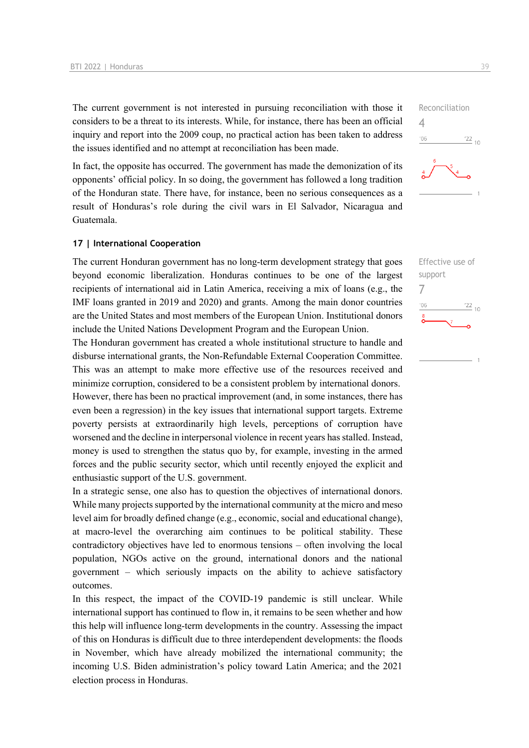The current government is not interested in pursuing reconciliation with those it considers to be a threat to its interests. While, for instance, there has been an official inquiry and report into the 2009 coup, no practical action has been taken to address the issues identified and no attempt at reconciliation has been made.

Reconciliation
4

In fact, the opposite has occurred. The government has made the demonization of its opponents' official policy. In so doing, the government has followed a long tradition of the Honduran state. There have, for instance, been no serious consequences as a result of Honduras's role during the civil wars in El Salvador, Nicaragua and Guatemala.

## 17 | International Cooperation

The current Honduran government has no long-term development strategy that goes beyond economic liberalization. Honduras continues to be one of the largest recipients of international aid in Latin America, receiving a mix of loans (e.g., the IMF loans granted in 2019 and 2020) and grants. Among the main donor countries are the United States and most members of the European Union. Institutional donors include the United Nations Development Program and the European Union.

Effective use of support
7

The Honduran government has created a whole institutional structure to handle and disburse international grants, the Non-Refundable External Cooperation Committee. This was an attempt to make more effective use of the resources received and minimize corruption, considered to be a consistent problem by international donors.

However, there has been no practical improvement (and, in some instances, there has even been a regression) in the key issues that international support targets. Extreme poverty persists at extraordinarily high levels, perceptions of corruption have worsened and the decline in interpersonal violence in recent years has stalled. Instead, money is used to strengthen the status quo by, for example, investing in the armed forces and the public security sector, which until recently enjoyed the explicit and enthusiastic support of the U.S. government.

In a strategic sense, one also has to question the objectives of international donors. While many projects supported by the international community at the micro and meso level aim for broadly defined change (e.g., economic, social and educational change), at macro-level the overarching aim continues to be political stability. These contradictory objectives have led to enormous tensions – often involving the local population, NGOs active on the ground, international donors and the national government – which seriously impacts on the ability to achieve satisfactory outcomes.

In this respect, the impact of the COVID-19 pandemic is still unclear. While international support has continued to flow in, it remains to be seen whether and how this help will influence long-term developments in the country. Assessing the impact of this on Honduras is difficult due to three interdependent developments: the floods in November, which have already mobilized the international community; the incoming U.S. Biden administration's policy toward Latin America; and the 2021 election process in Honduras.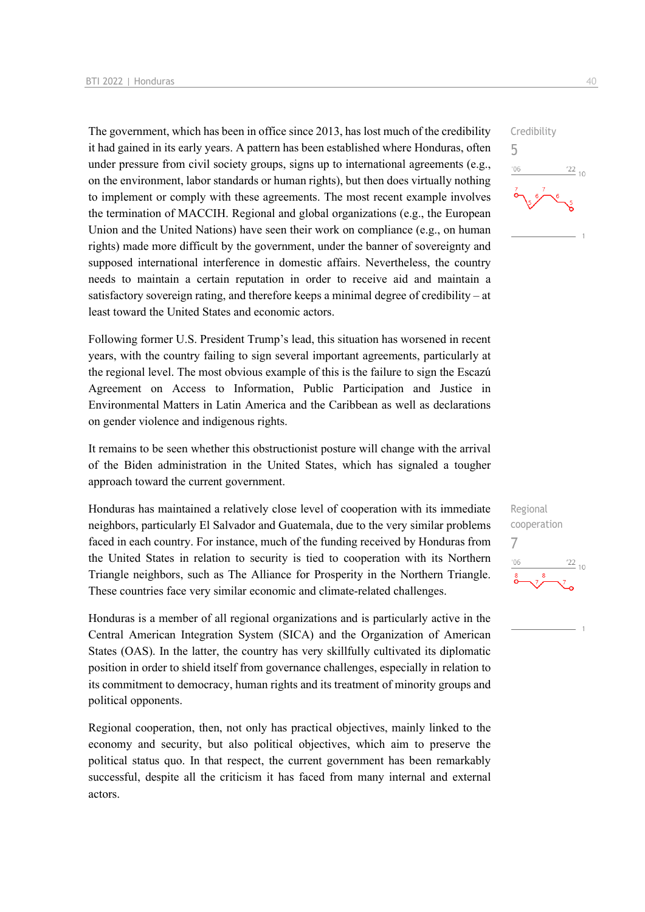The government, which has been in office since 2013, has lost much of the credibility it had gained in its early years. A pattern has been established where Honduras, often under pressure from civil society groups, signs up to international agreements (e.g., on the environment, labor standards or human rights), but then does virtually nothing to implement or comply with these agreements. The most recent example involves the termination of MACCIH. Regional and global organizations (e.g., the European Union and the United Nations) have seen their work on compliance (e.g., on human rights) made more difficult by the government, under the banner of sovereignty and supposed international interference in domestic affairs. Nevertheless, the country needs to maintain a certain reputation in order to receive aid and maintain a satisfactory sovereign rating, and therefore keeps a minimal degree of credibility – at least toward the United States and economic actors.

Credibility
5

Following former U.S. President Trump's lead, this situation has worsened in recent years, with the country failing to sign several important agreements, particularly at the regional level. The most obvious example of this is the failure to sign the Escazú Agreement on Access to Information, Public Participation and Justice in Environmental Matters in Latin America and the Caribbean as well as declarations on gender violence and indigenous rights.

It remains to be seen whether this obstructionist posture will change with the arrival of the Biden administration in the United States, which has signaled a tougher approach toward the current government.

Honduras has maintained a relatively close level of cooperation with its immediate neighbors, particularly El Salvador and Guatemala, due to the very similar problems faced in each country. For instance, much of the funding received by Honduras from the United States in relation to security is tied to cooperation with its Northern Triangle neighbors, such as The Alliance for Prosperity in the Northern Triangle. These countries face very similar economic and climate-related challenges.

Regional cooperation
7

Honduras is a member of all regional organizations and is particularly active in the Central American Integration System (SICA) and the Organization of American States (OAS). In the latter, the country has very skillfully cultivated its diplomatic position in order to shield itself from governance challenges, especially in relation to its commitment to democracy, human rights and its treatment of minority groups and political opponents.

Regional cooperation, then, not only has practical objectives, mainly linked to the economy and security, but also political objectives, which aim to preserve the political status quo. In that respect, the current government has been remarkably successful, despite all the criticism it has faced from many internal and external actors.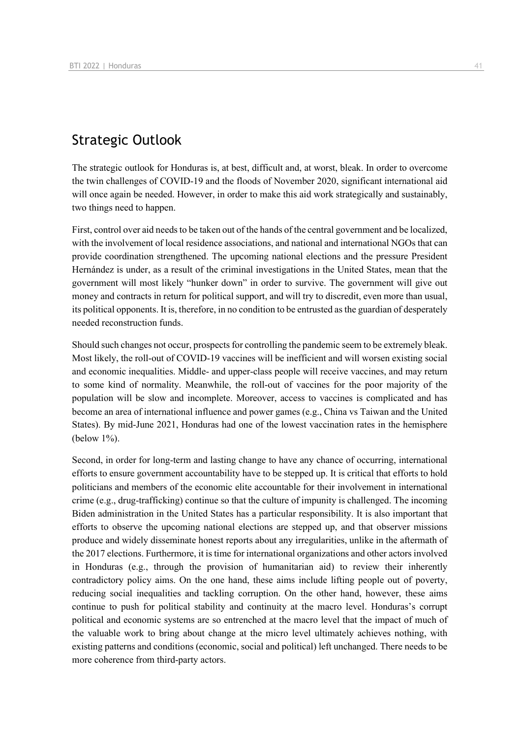## Strategic Outlook

The strategic outlook for Honduras is, at best, difficult and, at worst, bleak. In order to overcome the twin challenges of COVID-19 and the floods of November 2020, significant international aid will once again be needed. However, in order to make this aid work strategically and sustainably, two things need to happen.

First, control over aid needs to be taken out of the hands of the central government and be localized, with the involvement of local residence associations, and national and international NGOs that can provide coordination strengthened. The upcoming national elections and the pressure President Hernández is under, as a result of the criminal investigations in the United States, mean that the government will most likely "hunker down" in order to survive. The government will give out money and contracts in return for political support, and will try to discredit, even more than usual, its political opponents. It is, therefore, in no condition to be entrusted as the guardian of desperately needed reconstruction funds.

Should such changes not occur, prospects for controlling the pandemic seem to be extremely bleak. Most likely, the roll-out of COVID-19 vaccines will be inefficient and will worsen existing social and economic inequalities. Middle- and upper-class people will receive vaccines, and may return to some kind of normality. Meanwhile, the roll-out of vaccines for the poor majority of the population will be slow and incomplete. Moreover, access to vaccines is complicated and has become an area of international influence and power games (e.g., China vs Taiwan and the United States). By mid-June 2021, Honduras had one of the lowest vaccination rates in the hemisphere (below 1%).

Second, in order for long-term and lasting change to have any chance of occurring, international efforts to ensure government accountability have to be stepped up. It is critical that efforts to hold politicians and members of the economic elite accountable for their involvement in international crime (e.g., drug-trafficking) continue so that the culture of impunity is challenged. The incoming Biden administration in the United States has a particular responsibility. It is also important that efforts to observe the upcoming national elections are stepped up, and that observer missions produce and widely disseminate honest reports about any irregularities, unlike in the aftermath of the 2017 elections. Furthermore, it is time for international organizations and other actors involved in Honduras (e.g., through the provision of humanitarian aid) to review their inherently contradictory policy aims. On the one hand, these aims include lifting people out of poverty, reducing social inequalities and tackling corruption. On the other hand, however, these aims continue to push for political stability and continuity at the macro level. Honduras's corrupt political and economic systems are so entrenched at the macro level that the impact of much of the valuable work to bring about change at the micro level ultimately achieves nothing, with existing patterns and conditions (economic, social and political) left unchanged. There needs to be more coherence from third-party actors.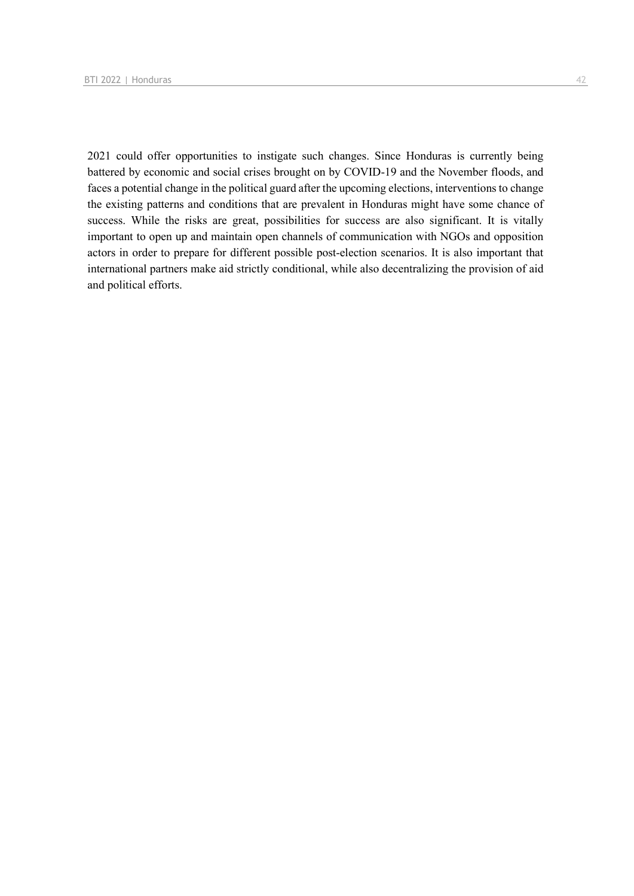2021 could offer opportunities to instigate such changes. Since Honduras is currently being battered by economic and social crises brought on by COVID-19 and the November floods, and faces a potential change in the political guard after the upcoming elections, interventions to change the existing patterns and conditions that are prevalent in Honduras might have some chance of success. While the risks are great, possibilities for success are also significant. It is vitally important to open up and maintain open channels of communication with NGOs and opposition actors in order to prepare for different possible post-election scenarios. It is also important that international partners make aid strictly conditional, while also decentralizing the provision of aid and political efforts.